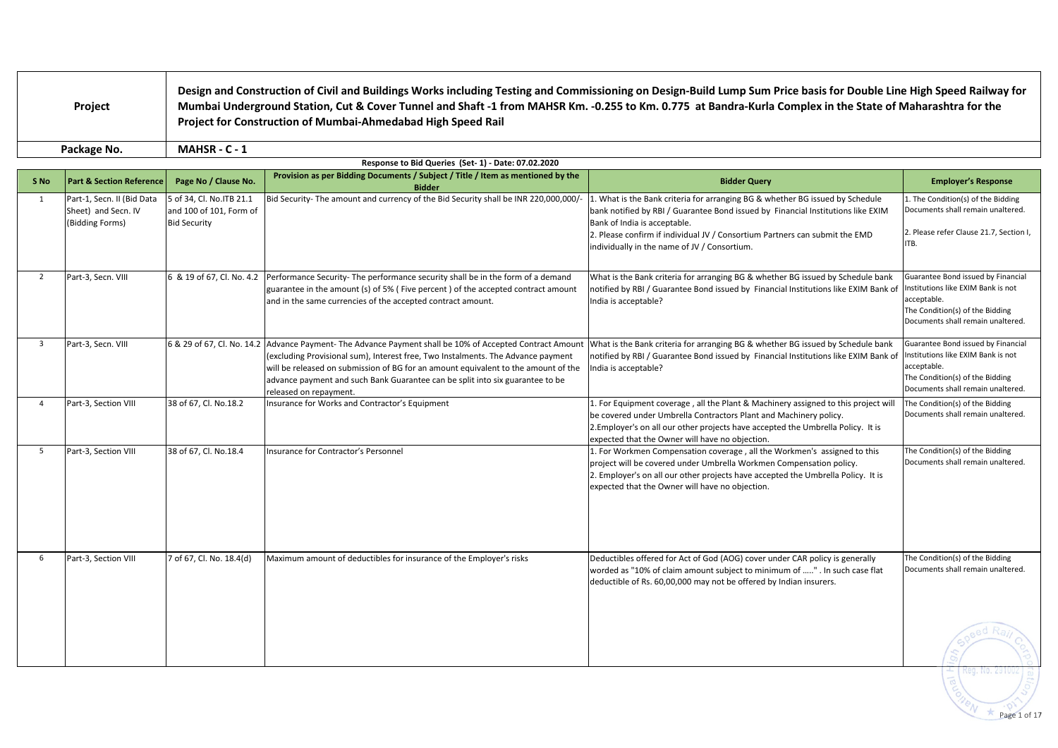| Project | Design and Construction of Civil and Buildings Works including Testing and Commissioning on Design-Build Lump Sum Price basis for Double Line High Speed Railway for Mumbai Underground Station, Cut & Cover Tunnel and Shaft -1 from MAHSR Km. -0.255 to Km. 0.775 at Bandra-Kurla Complex in the State of Maharashtra for the Project for Construction of Mumbai-Ahmedabad High Speed Rail |
|---|---|
| **Package No.** | **MAHSR - C - 1** |

**Response to Bid Queries (Set- 1) - Date: 07.02.2020**

| S No | Part & Section Reference | Page No / Clause No. | Provision as per Bidding Documents / Subject / Title / Item as mentioned by the Bidder | Bidder Query | Employer's Response |
|---|---|---|---|---|---|
| 1 | Part-1, Secn. II (Bid Data Sheet) and Secn. IV (Bidding Forms) | 5 of 34, Cl. No.ITB 21.1 and 100 of 101, Form of Bid Security | Bid Security- The amount and currency of the Bid Security shall be INR 220,000,000/- | 1. What is the Bank criteria for arranging BG & whether BG issued by Schedule bank notified by RBI / Guarantee Bond issued by Financial Institutions like EXIM Bank of India is acceptable.<br>2. Please confirm if individual JV / Consortium Partners can submit the EMD individually in the name of JV / Consortium. | 1. The Condition(s) of the Bidding Documents shall remain unaltered.<br><br>2. Please refer Clause 21.7, Section I, ITB. |
| 2 | Part-3, Secn. VIII | 6 & 19 of 67, Cl. No. 4.2 | Performance Security- The performance security shall be in the form of a demand guarantee in the amount (s) of 5% ( Five percent ) of the accepted contract amount and in the same currencies of the accepted contract amount. | What is the Bank criteria for arranging BG & whether BG issued by Schedule bank notified by RBI / Guarantee Bond issued by Financial Institutions like EXIM Bank of India is acceptable? | Guarantee Bond issued by Financial Institutions like EXIM Bank is not acceptable.<br>The Condition(s) of the Bidding Documents shall remain unaltered. |
| 3 | Part-3, Secn. VIII | 6 & 29 of 67, Cl. No. 14.2 | Advance Payment- The Advance Payment shall be 10% of Accepted Contract Amount (excluding Provisional sum), Interest free, Two Instalments. The Advance payment will be released on submission of BG for an amount equivalent to the amount of the advance payment and such Bank Guarantee can be split into six guarantee to be released on repayment. | What is the Bank criteria for arranging BG & whether BG issued by Schedule bank notified by RBI / Guarantee Bond issued by Financial Institutions like EXIM Bank of India is acceptable? | Guarantee Bond issued by Financial Institutions like EXIM Bank is not acceptable.<br>The Condition(s) of the Bidding Documents shall remain unaltered. |
| 4 | Part-3, Section VIII | 38 of 67, Cl. No.18.2 | Insurance for Works and Contractor's Equipment | 1. For Equipment coverage , all the Plant & Machinery assigned to this project will be covered under Umbrella Contractors Plant and Machinery policy.<br>2.Employer's on all our other projects have accepted the Umbrella Policy. It is expected that the Owner will have no objection. | The Condition(s) of the Bidding Documents shall remain unaltered. |
| 5 | Part-3, Section VIII | 38 of 67, Cl. No.18.4 | Insurance for Contractor's Personnel | 1. For Workmen Compensation coverage , all the Workmen's assigned to this project will be covered under Umbrella Workmen Compensation policy.<br>2. Employer's on all our other projects have accepted the Umbrella Policy. It is expected that the Owner will have no objection. | The Condition(s) of the Bidding Documents shall remain unaltered. |
| 6 | Part-3, Section VIII | 7 of 67, Cl. No. 18.4(d) | Maximum amount of deductibles for insurance of the Employer's risks | Deductibles offered for Act of God (AOG) cover under CAR policy is generally worded as "10% of claim amount subject to minimum of ....." . In such case flat deductible of Rs. 60,00,000 may not be offered by Indian insurers. | The Condition(s) of the Bidding Documents shall remain unaltered. |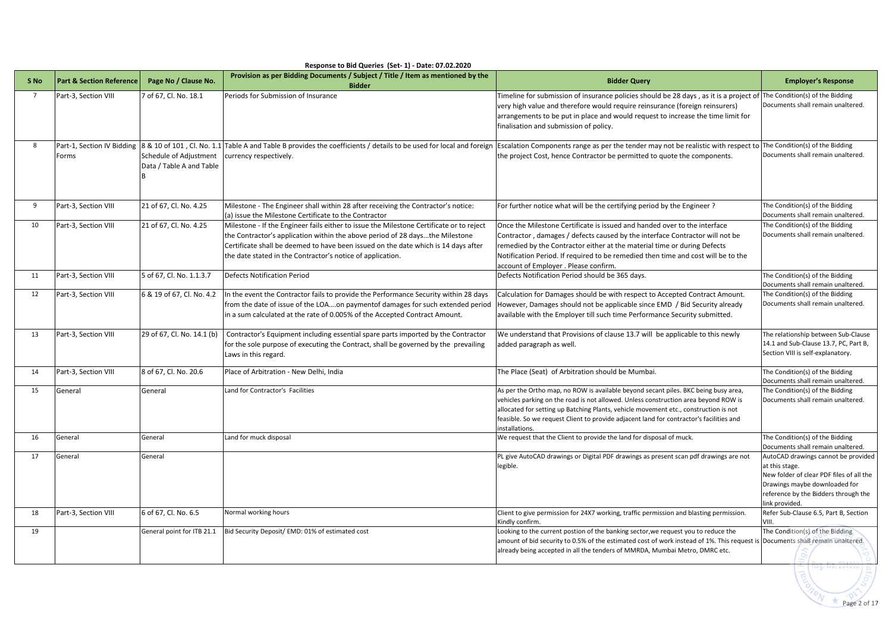**Response to Bid Queries (Set- 1) - Date: 07.02.2020**

| S No | Part & Section Reference | Page No / Clause No. | Provision as per Bidding Documents / Subject / Title / Item as mentioned by the Bidder | Bidder Query | Employer's Response |
|---|---|---|---|---|---|
| 7 | Part-3, Section VIII | 7 of 67, Cl. No. 18.1 | Periods for Submission of Insurance | Timeline for submission of insurance policies should be 28 days , as it is a project of very high value and therefore would require reinsurance (foreign reinsurers) arrangements to be put in place and would request to increase the time limit for finalisation and submission of policy. | The Condition(s) of the Bidding Documents shall remain unaltered. |
| 8 | Part-1, Section IV Bidding Forms | 8 & 10 of 101 , Cl. No. 1.1 Schedule of Adjustment Data / Table A and Table B | Table A and Table B provides the coefficients / details to be used for local and foreign currency respectively. | Escalation Components range as per the tender may not be realistic with respect to the project Cost, hence Contractor be permitted to quote the components. | The Condition(s) of the Bidding Documents shall remain unaltered. |
| 9 | Part-3, Section VIII | 21 of 67, Cl. No. 4.25 | Milestone - The Engineer shall within 28 after receiving the Contractor's notice: (a) issue the Milestone Certificate to the Contractor | For further notice what will be the certifying period by the Engineer ? | The Condition(s) of the Bidding Documents shall remain unaltered. |
| 10 | Part-3, Section VIII | 21 of 67, Cl. No. 4.25 | Milestone - If the Engineer fails either to issue the Milestone Certificate or to reject the Contractor's application within the above period of 28 days...the Milestone Certificate shall be deemed to have been issued on the date which is 14 days after the date stated in the Contractor's notice of application. | Once the Milestone Certificate is issued and handed over to the interface Contractor , damages / defects caused by the interface Contractor will not be remedied by the Contractor either at the material time or during Defects Notification Period. If required to be remedied then time and cost will be to the account of Employer . Please confirm. | The Condition(s) of the Bidding Documents shall remain unaltered. |
| 11 | Part-3, Section VIII | 5 of 67, Cl. No. 1.1.3.7 | Defects Notification Period | Defects Notification Period should be 365 days. | The Condition(s) of the Bidding Documents shall remain unaltered. |
| 12 | Part-3, Section VIII | 6 & 19 of 67, Cl. No. 4.2 | In the event the Contractor fails to provide the Performance Security within 28 days from the date of issue of the LOA....on paymentof damages for such extended period in a sum calculated at the rate of 0.005% of the Accepted Contract Amount. | Calculation for Damages should be with respect to Accepted Contract Amount. However, Damages should not be applicable since EMD / Bid Security already available with the Employer till such time Performance Security submitted. | The Condition(s) of the Bidding Documents shall remain unaltered. |
| 13 | Part-3, Section VIII | 29 of 67, Cl. No. 14.1 (b) | Contractor's Equipment including essential spare parts imported by the Contractor for the sole purpose of executing the Contract, shall be governed by the prevailing Laws in this regard. | We understand that Provisions of clause 13.7 will be applicable to this newly added paragraph as well. | The relationship between Sub-Clause 14.1 and Sub-Clause 13.7, PC, Part B, Section VIII is self-explanatory. |
| 14 | Part-3, Section VIII | 8 of 67, Cl. No. 20.6 | Place of Arbitration - New Delhi, India | The Place (Seat) of Arbitration should be Mumbai. | The Condition(s) of the Bidding Documents shall remain unaltered. |
| 15 | General | General | Land for Contractor's Facilities | As per the Ortho map, no ROW is available beyond secant piles. BKC being busy area, vehicles parking on the road is not allowed. Unless construction area beyond ROW is allocated for setting up Batching Plants, vehicle movement etc., construction is not feasible. So we request Client to provide adjacent land for contractor's facilities and installations. | The Condition(s) of the Bidding Documents shall remain unaltered. |
| 16 | General | General | Land for muck disposal | We request that the Client to provide the land for disposal of muck. | The Condition(s) of the Bidding Documents shall remain unaltered. |
| 17 | General | General | | PL give AutoCAD drawings or Digital PDF drawings as present scan pdf drawings are not legible. | AutoCAD drawings cannot be provided at this stage. New folder of clear PDF files of all the Drawings maybe downloaded for reference by the Bidders through the link provided. |
| 18 | Part-3, Section VIII | 6 of 67, Cl. No. 6.5 | Normal working hours | Client to give permission for 24X7 working, traffic permission and blasting permission. Kindly confirm. | Refer Sub-Clause 6.5, Part B, Section VIII. |
| 19 | | General point for ITB 21.1 | Bid Security Deposit/ EMD: 01% of estimated cost | Looking to the current postion of the banking sector,we request you to reduce the amount of bid security to 0.5% of the estimated cost of work instead of 1%. This request is already being accepted in all the tenders of MMRDA, Mumbai Metro, DMRC etc. | The Condition(s) of the Bidding Documents shall remain unaltered. |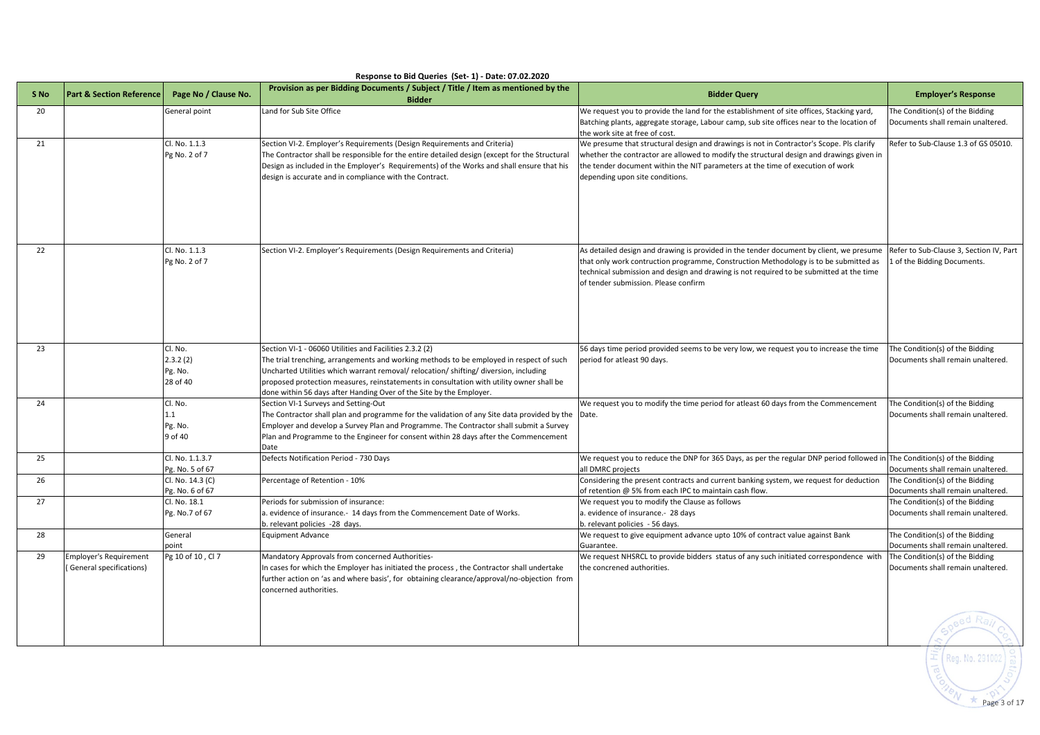**Response to Bid Queries (Set- 1) - Date: 07.02.2020**

| S No | Part & Section Reference | Page No / Clause No. | Provision as per Bidding Documents / Subject / Title / Item as mentioned by the Bidder | Bidder Query | Employer's Response |
|---|---|---|---|---|---|
| 20 | | General point | Land for Sub Site Office | We request you to provide the land for the establishment of site offices, Stacking yard, Batching plants, aggregate storage, Labour camp, sub site offices near to the location of the work site at free of cost. | The Condition(s) of the Bidding Documents shall remain unaltered. |
| 21 | | Cl. No. 1.1.3 Pg No. 2 of 7 | Section VI-2. Employer's Requirements (Design Requirements and Criteria) The Contractor shall be responsible for the entire detailed design (except for the Structural Design as included in the Employer's Requirements) of the Works and shall ensure that his design is accurate and in compliance with the Contract. | We presume that structural design and drawings is not in Contractor's Scope. Pls clarify whether the contractor are allowed to modify the structural design and drawings given in the tender document within the NIT parameters at the time of execution of work depending upon site conditions. | Refer to Sub-Clause 1.3 of GS 05010. |
| 22 | | Cl. No. 1.1.3 Pg No. 2 of 7 | Section VI-2. Employer's Requirements (Design Requirements and Criteria) | As detailed design and drawing is provided in the tender document by client, we presume that only work contruction programme, Construction Methodology is to be submitted as technical submission and design and drawing is not required to be submitted at the time of tender submission. Please confirm | Refer to Sub-Clause 3, Section IV, Part 1 of the Bidding Documents. |
| 23 | | Cl. No. 2.3.2 (2) Pg. No. 28 of 40 | Section VI-1 - 06060 Utilities and Facilities 2.3.2 (2) The trial trenching, arrangements and working methods to be employed in respect of such Uncharted Utilities which warrant removal/ relocation/ shifting/ diversion, including proposed protection measures, reinstatements in consultation with utility owner shall be done within 56 days after Handing Over of the Site by the Employer. | 56 days time period provided seems to be very low, we request you to increase the time period for atleast 90 days. | The Condition(s) of the Bidding Documents shall remain unaltered. |
| 24 | | Cl. No. 1.1 Pg. No. 9 of 40 | Section VI-1 Surveys and Setting-Out The Contractor shall plan and programme for the validation of any Site data provided by the Employer and develop a Survey Plan and Programme. The Contractor shall submit a Survey Plan and Programme to the Engineer for consent within 28 days after the Commencement Date | We request you to modify the time period for atleast 60 days from the Commencement Date. | The Condition(s) of the Bidding Documents shall remain unaltered. |
| 25 | | Cl. No. 1.1.3.7 Pg. No. 5 of 67 | Defects Notification Period - 730 Days | We request you to reduce the DNP for 365 Days, as per the regular DNP period followed in all DMRC projects | The Condition(s) of the Bidding Documents shall remain unaltered. |
| 26 | | Cl. No. 14.3 (C) Pg. No. 6 of 67 | Percentage of Retention - 10% | Considering the present contracts and current banking system, we request for deduction of retention @ 5% from each IPC to maintain cash flow. | The Condition(s) of the Bidding Documents shall remain unaltered. |
| 27 | | Cl. No. 18.1 Pg. No.7 of 67 | Periods for submission of insurance: a. evidence of insurance.- 14 days from the Commencement Date of Works. b. relevant policies -28 days. | We request you to modify the Clause as follows a. evidence of insurance.- 28 days b. relevant policies - 56 days. | The Condition(s) of the Bidding Documents shall remain unaltered. |
| 28 | | General point | Equipment Advance | We request to give equipment advance upto 10% of contract value against Bank Guarantee. | The Condition(s) of the Bidding Documents shall remain unaltered. |
| 29 | Employer's Requirement ( General specifications) | Pg 10 of 10 , Cl 7 | Mandatory Approvals from concerned Authorities- In cases for which the Employer has initiated the process , the Contractor shall undertake further action on 'as and where basis', for obtaining clearance/approval/no-objection from concerned authorities. | We request NHSRCL to provide bidders status of any such initiated correspondence with the concrened authorities. | The Condition(s) of the Bidding Documents shall remain unaltered. |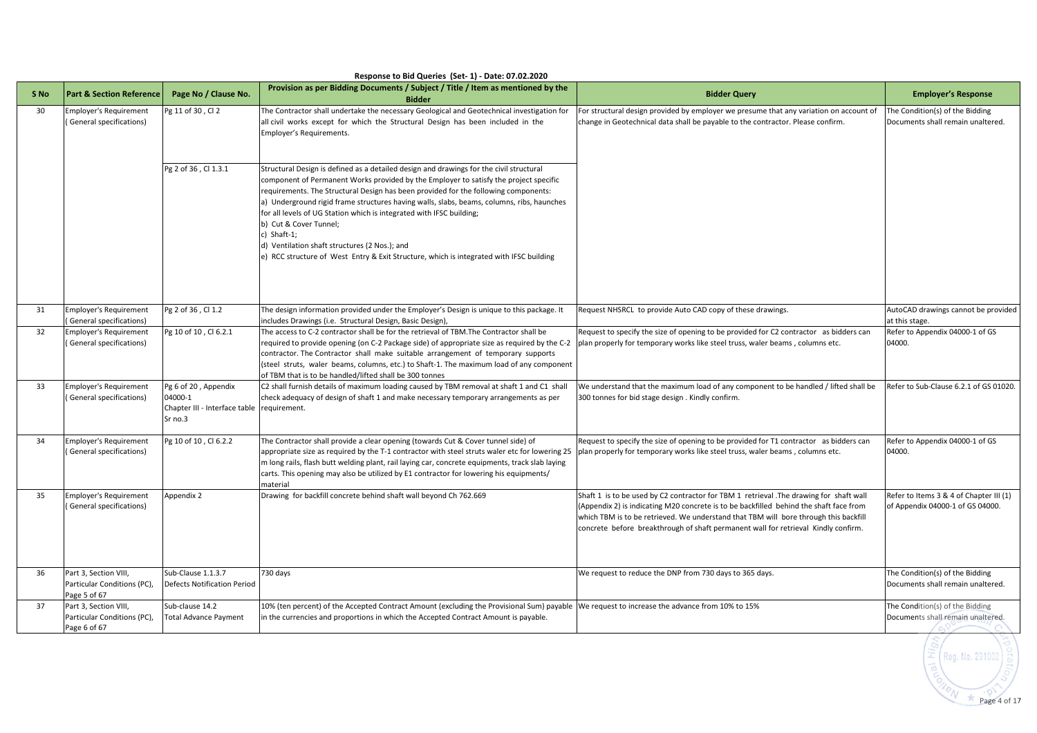**Response to Bid Queries (Set- 1) - Date: 07.02.2020**

| S No | Part & Section Reference | Page No / Clause No. | Provision as per Bidding Documents / Subject / Title / Item as mentioned by the Bidder | Bidder Query | Employer's Response |
|---|---|---|---|---|---|
| 30 | Employer's Requirement ( General specifications) | Pg 11 of 30 , Cl 2 | The Contractor shall undertake the necessary Geological and Geotechnical investigation for all civil works except for which the Structural Design has been included in the Employer's Requirements. | For structural design provided by employer we presume that any variation on account of change in Geotechnical data shall be payable to the contractor. Please confirm. | The Condition(s) of the Bidding Documents shall remain unaltered. |
| | | Pg 2 of 36 , Cl 1.3.1 | Structural Design is defined as a detailed design and drawings for the civil structural component of Permanent Works provided by the Employer to satisfy the project specific requirements. The Structural Design has been provided for the following components: a) Underground rigid frame structures having walls, slabs, beams, columns, ribs, haunches for all levels of UG Station which is integrated with IFSC building; b) Cut & Cover Tunnel; c) Shaft-1; d) Ventilation shaft structures (2 Nos.); and e) RCC structure of West Entry & Exit Structure, which is integrated with IFSC building | | |
| 31 | Employer's Requirement ( General specifications) | Pg 2 of 36 , Cl 1.2 | The design information provided under the Employer's Design is unique to this package. It includes Drawings (i.e. Structural Design, Basic Design), | Request NHSRCL to provide Auto CAD copy of these drawings. | AutoCAD drawings cannot be provided at this stage. |
| 32 | Employer's Requirement ( General specifications) | Pg 10 of 10 , Cl 6.2.1 | The access to C-2 contractor shall be for the retrieval of TBM.The Contractor shall be required to provide opening (on C-2 Package side) of appropriate size as required by the C-2 contractor. The Contractor shall make suitable arrangement of temporary supports (steel struts, waler beams, columns, etc.) to Shaft-1. The maximum load of any component of TBM that is to be handled/lifted shall be 300 tonnes | Request to specify the size of opening to be provided for C2 contractor as bidders can plan properly for temporary works like steel truss, waler beams , columns etc. | Refer to Appendix 04000-1 of GS 04000. |
| 33 | Employer's Requirement ( General specifications) | Pg 6 of 20 , Appendix 04000-1 Chapter III - Interface table Sr no.3 | C2 shall furnish details of maximum loading caused by TBM removal at shaft 1 and C1 shall check adequacy of design of shaft 1 and make necessary temporary arrangements as per requirement. | We understand that the maximum load of any component to be handled / lifted shall be 300 tonnes for bid stage design . Kindly confirm. | Refer to Sub-Clause 6.2.1 of GS 01020. |
| 34 | Employer's Requirement ( General specifications) | Pg 10 of 10 , Cl 6.2.2 | The Contractor shall provide a clear opening (towards Cut & Cover tunnel side) of appropriate size as required by the T-1 contractor with steel struts waler etc for lowering 25 m long rails, flash butt welding plant, rail laying car, concrete equipments, track slab laying carts. This opening may also be utilized by E1 contractor for lowering his equipments/ material | Request to specify the size of opening to be provided for T1 contractor as bidders can plan properly for temporary works like steel truss, waler beams , columns etc. | Refer to Appendix 04000-1 of GS 04000. |
| 35 | Employer's Requirement ( General specifications) | Appendix 2 | Drawing for backfill concrete behind shaft wall beyond Ch 762.669 | Shaft 1 is to be used by C2 contractor for TBM 1 retrieval .The drawing for shaft wall (Appendix 2) is indicating M20 concrete is to be backfilled behind the shaft face from which TBM is to be retrieved. We understand that TBM will bore through this backfill concrete before breakthrough of shaft permanent wall for retrieval Kindly confirm. | Refer to Items 3 & 4 of Chapter III (1) of Appendix 04000-1 of GS 04000. |
| 36 | Part 3, Section VIII, Particular Conditions (PC), Page 5 of 67 | Sub-Clause 1.1.3.7 Defects Notification Period | 730 days | We request to reduce the DNP from 730 days to 365 days. | The Condition(s) of the Bidding Documents shall remain unaltered. |
| 37 | Part 3, Section VIII, Particular Conditions (PC), Page 6 of 67 | Sub-clause 14.2 Total Advance Payment | 10% (ten percent) of the Accepted Contract Amount (excluding the Provisional Sum) payable in the currencies and proportions in which the Accepted Contract Amount is payable. | We request to increase the advance from 10% to 15% | The Condition(s) of the Bidding Documents shall remain unaltered. |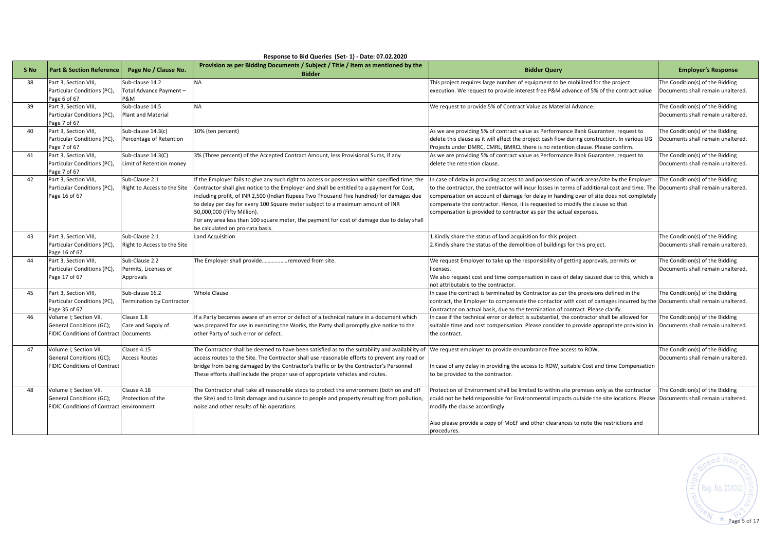**Response to Bid Queries (Set- 1) - Date: 07.02.2020**

| S No | Part & Section Reference | Page No / Clause No. | Provision as per Bidding Documents / Subject / Title / Item as mentioned by the Bidder | Bidder Query | Employer's Response |
|---|---|---|---|---|---|
| 38 | Part 3, Section VIII, Particular Conditions (PC), Page 6 of 67 | Sub-clause 14.2 Total Advance Payment – P&M | NA | This project requires large number of equipment to be mobilized for the project execution. We request to provide interest free P&M advance of 5% of the contract value | The Condition(s) of the Bidding Documents shall remain unaltered. |
| 39 | Part 3, Section VIII, Particular Conditions (PC), Page 7 of 67 | Sub-clause 14.5 Plant and Material | NA | We request to provide 5% of Contract Value as Material Advance. | The Condition(s) of the Bidding Documents shall remain unaltered. |
| 40 | Part 3, Section VIII, Particular Conditions (PC), Page 7 of 67 | Sub-clause 14.3(c) Percentage of Retention | 10% (ten percent) | As we are providing 5% of contract value as Performance Bank Guarantee, request to delete this clause as it will affect the project cash flow during construction. In various UG Projects under DMRC, CMRL, BMRCL there is no retention clause. Please confirm. | The Condition(s) of the Bidding Documents shall remain unaltered. |
| 41 | Part 3, Section VIII, Particular Conditions (PC), Page 7 of 67 | Sub-clause 14.3(C) Limit of Retention money | 3% (Three percent) of the Accepted Contract Amount, less Provisional Sums, if any | As we are providing 5% of contract value as Performance Bank Guarantee, request to delete the retention clause. | The Condition(s) of the Bidding Documents shall remain unaltered. |
| 42 | Part 3, Section VIII, Particular Conditions (PC), Page 16 of 67 | Sub-Clause 2.1 Right to Access to the Site | If the Employer fails to give any such right to access or possession within specified time, the Contractor shall give notice to the Employer and shall be entitled to a payment for Cost, including profit, of INR 2,500 (Indian Rupees Two Thousand Five hundred) for damages due to delay per day for every 100 Square meter subject to a maximum amount of INR 50,000,000 (Fifty Million).<br>For any area less than 100 square meter, the payment for cost of damage due to delay shall be calculated on pro-rata basis. | In case of delay in providing access to and possession of work areas/site by the Employer to the contractor, the contractor will incur losses in terms of additional cost and time. The compensation on account of damage for delay in handing over of site does not completely compensate the contractor. Hence, it is requested to modify the clause so that compensation is provided to contractor as per the actual expenses. | The Condition(s) of the Bidding Documents shall remain unaltered. |
| 43 | Part 3, Section VIII, Particular Conditions (PC), Page 16 of 67 | Sub-Clause 2.1 Right to Access to the Site | Land Acquisition | 1.Kindly share the status of land acquisition for this project.<br>2.Kindly share the status of the demolition of buildings for this project. | The Condition(s) of the Bidding Documents shall remain unaltered. |
| 44 | Part 3, Section VIII, Particular Conditions (PC), Page 17 of 67 | Sub-Clause 2.2 Permits, Licenses or Approvals | The Employer shall provide……………..removed from site. | We request Employer to take up the responsibility of getting approvals, permits or licenses.<br>We also request cost and time compensation in case of delay caused due to this, which is not attributable to the contractor. | The Condition(s) of the Bidding Documents shall remain unaltered. |
| 45 | Part 3, Section VIII, Particular Conditions (PC), Page 35 of 67 | Sub-clause 16.2 Termination by Contractor | Whole Clause | In case the contract is terminated by Contractor as per the provisions defined in the contract, the Employer to compensate the contactor with cost of damages incurred by the Contractor on actual basis, due to the termination of contract. Please clarify. | The Condition(s) of the Bidding Documents shall remain unaltered. |
| 46 | Volume I; Section VII. General Conditions (GC); FIDIC Conditions of Contract | Clause 1.8 Care and Supply of Documents | If a Party becomes aware of an error or defect of a technical nature in a document which was prepared for use in executing the Works, the Party shall promptly give notice to the other Party of such error or defect. | In case if the technical error or defect is substantial, the contractor shall be allowed for suitable time and cost compensation. Please consider to provide appropriate provision in the contract. | The Condition(s) of the Bidding Documents shall remain unaltered. |
| 47 | Volume I; Section VII. General Conditions (GC); FIDIC Conditions of Contract | Clause 4.15 Access Routes | The Contractor shall be deemed to have been satisfied as to the suitability and availability of access routes to the Site. The Contractor shall use reasonable efforts to prevent any road or bridge from being damaged by the Contractor's traffic or by the Contractor's Personnel These efforts shall include the proper use of appropriate vehicles and routes. | We request employer to provide encumbrance free access to ROW.<br><br>In case of any delay in providing the access to ROW, suitable Cost and time Compensation to be provided to the contractor. | The Condition(s) of the Bidding Documents shall remain unaltered. |
| 48 | Volume I; Section VII. General Conditions (GC); FIDIC Conditions of Contract | Clause 4.18 Protection of the environment | The Contractor shall take all reasonable steps to protect the environment (both on and off the Site) and to limit damage and nuisance to people and property resulting from pollution, noise and other results of his operations. | Protection of Environment shall be limited to within site premises only as the contractor could not be held responsible for Environmental impacts outside the site locations. Please modify the clause accordingly.<br><br>Also please provide a copy of MoEF and other clearances to note the restrictions and procedures. | The Condition(s) of the Bidding Documents shall remain unaltered. |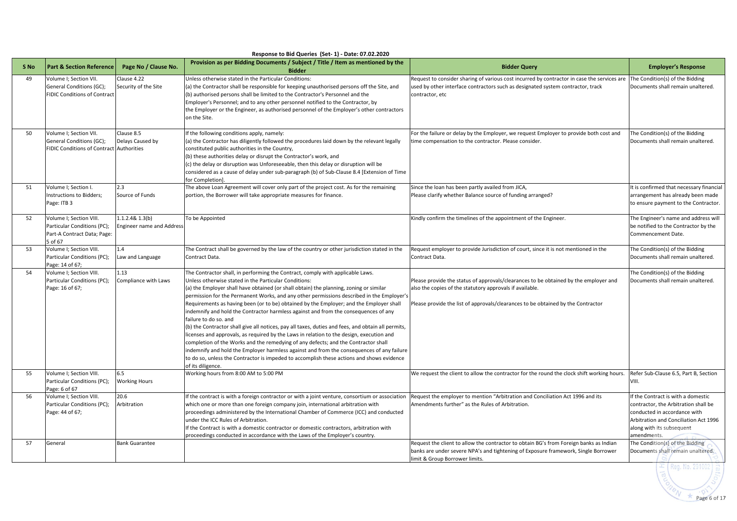**Response to Bid Queries (Set- 1) - Date: 07.02.2020**

| S No | Part & Section Reference | Page No / Clause No. | Provision as per Bidding Documents / Subject / Title / Item as mentioned by the Bidder | Bidder Query | Employer's Response |
|---|---|---|---|---|---|
| 49 | Volume I; Section VII. General Conditions (GC); FIDIC Conditions of Contract | Clause 4.22 Security of the Site | Unless otherwise stated in the Particular Conditions: (a) the Contractor shall be responsible for keeping unauthorised persons off the Site, and (b) authorised persons shall be limited to the Contractor's Personnel and the Employer's Personnel; and to any other personnel notified to the Contractor, by the Employer or the Engineer, as authorised personnel of the Employer's other contractors on the Site. | Request to consider sharing of various cost incurred by contractor in case the services are used by other interface contractors such as designated system contractor, track contractor, etc | The Condition(s) of the Bidding Documents shall remain unaltered. |
| 50 | Volume I; Section VII. General Conditions (GC); FIDIC Conditions of Contract | Clause 8.5 Delays Caused by Authorities | If the following conditions apply, namely: (a) the Contractor has diligently followed the procedures laid down by the relevant legally constituted public authorities in the Country, (b) these authorities delay or disrupt the Contractor's work, and (c) the delay or disruption was Unforeseeable, then this delay or disruption will be considered as a cause of delay under sub-paragraph (b) of Sub-Clause 8.4 [Extension of Time for Completion]. | For the failure or delay by the Employer, we request Employer to provide both cost and time compensation to the contractor. Please consider. | The Condition(s) of the Bidding Documents shall remain unaltered. |
| 51 | Volume I; Section I. Instructions to Bidders; Page: ITB 3 | 2.3 Source of Funds | The above Loan Agreement will cover only part of the project cost. As for the remaining portion, the Borrower will take appropriate measures for finance. | Since the loan has been partly availed from JICA, Please clarify whether Balance source of funding arranged? | It is confirmed that necessary financial arrangement has already been made to ensure payment to the Contractor. |
| 52 | Volume I; Section VIII. Particular Conditions (PC); Part-A Contract Data; Page: 5 of 67 | 1.1.2.4& 1.3(b) Engineer name and Address | To be Appointed | Kindly confirm the timelines of the appointment of the Engineer. | The Engineer's name and address will be notified to the Contractor by the Commencement Date. |
| 53 | Volume I; Section VIII. Particular Conditions (PC); Page: 14 of 67; | 1.4 Law and Language | The Contract shall be governed by the law of the country or other jurisdiction stated in the Contract Data. | Request employer to provide Jurisdiction of court, since it is not mentioned in the Contract Data. | The Condition(s) of the Bidding Documents shall remain unaltered. |
| 54 | Volume I; Section VIII. Particular Conditions (PC); Page: 16 of 67; | 1.13 Compliance with Laws | The Contractor shall, in performing the Contract, comply with applicable Laws. Unless otherwise stated in the Particular Conditions: (a) the Employer shall have obtained (or shall obtain) the planning, zoning or similar permission for the Permanent Works, and any other permissions described in the Employer's Requirements as having been (or to be) obtained by the Employer; and the Employer shall indemnify and hold the Contractor harmless against and from the consequences of any failure to do so. and (b) the Contractor shall give all notices, pay all taxes, duties and fees, and obtain all permits, licenses and approvals, as required by the Laws in relation to the design, execution and completion of the Works and the remedying of any defects; and the Contractor shall indemnify and hold the Employer harmless against and from the consequences of any failure to do so, unless the Contractor is impeded to accomplish these actions and shows evidence of its diligence. | Please provide the status of approvals/clearances to be obtained by the employer and also the copies of the statutory approvals if available. Please provide the list of approvals/clearances to be obtained by the Contractor | The Condition(s) of the Bidding Documents shall remain unaltered. |
| 55 | Volume I; Section VIII. Particular Conditions (PC); Page: 6 of 67 | 6.5 Working Hours | Working hours from 8:00 AM to 5:00 PM | We request the client to allow the contractor for the round the clock shift working hours. | Refer Sub-Clause 6.5, Part B, Section VIII. |
| 56 | Volume I; Section VIII. Particular Conditions (PC); Page: 44 of 67; | 20.6 Arbitration | If the contract is with a foreign contractor or with a joint venture, consortium or association which one or more than one foreign company join, international arbitration with proceedings administered by the International Chamber of Commerce (ICC) and conducted under the ICC Rules of Arbitration. If the Contract is with a domestic contractor or domestic contractors, arbitration with proceedings conducted in accordance with the Laws of the Employer's country. | Request the employer to mention "Arbitration and Conciliation Act 1996 and its Amendments further" as the Rules of Arbitration. | If the Contract is with a domestic contractor, the Arbitration shall be conducted in accordance with Arbitration and Conciliation Act 1996 along with its subsequent amendments. |
| 57 | General | Bank Guarantee | | Request the client to allow the contractor to obtain BG's from Foreign banks as Indian banks are under severe NPA's and tightening of Exposure framework, Single Borrower limit & Group Borrower limits. | The Condition(s) of the Bidding Documents shall remain unaltered. |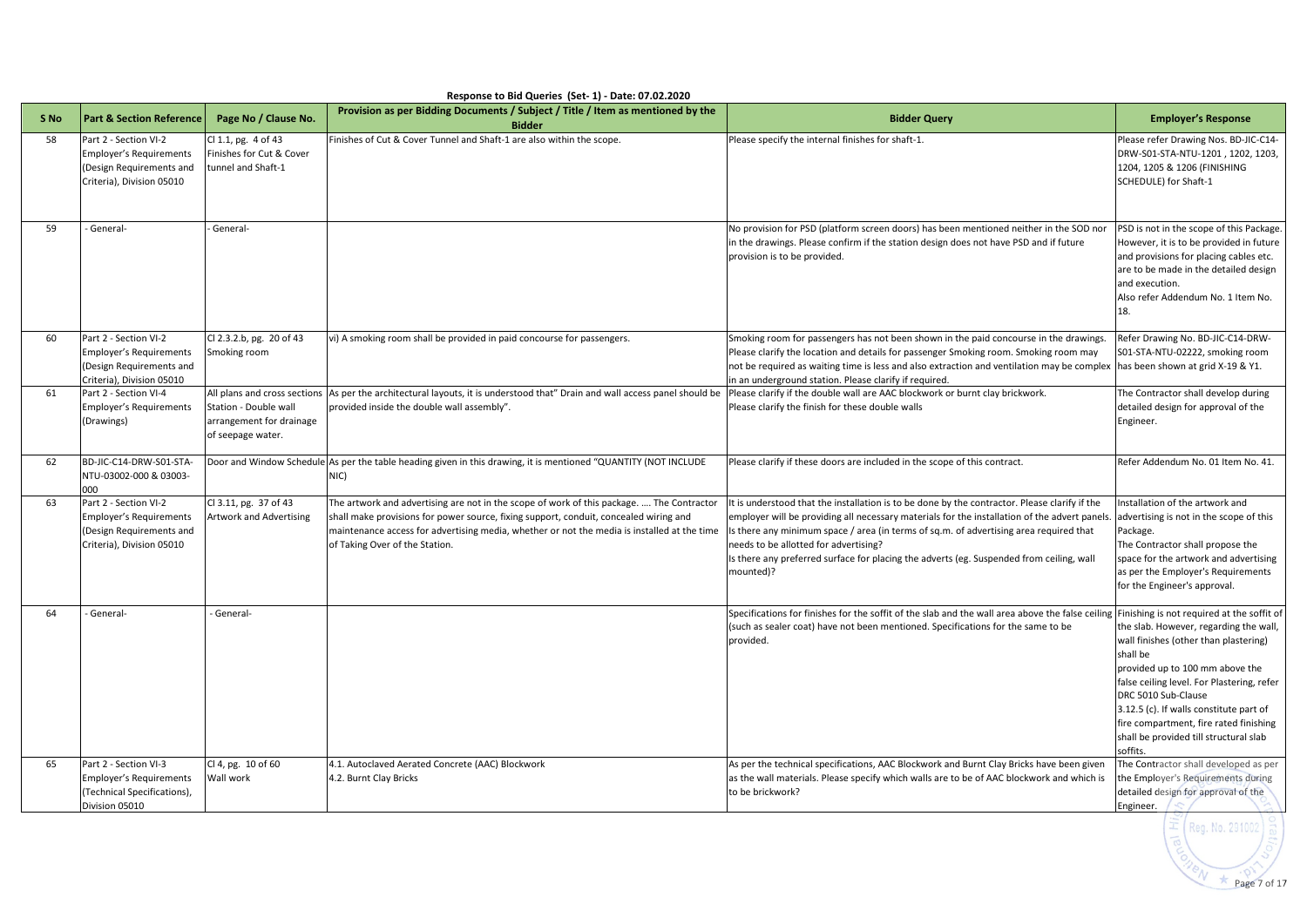**Response to Bid Queries (Set- 1) - Date: 07.02.2020**

| S No | Part & Section Reference | Page No / Clause No. | Provision as per Bidding Documents / Subject / Title / Item as mentioned by the Bidder | Bidder Query | Employer's Response |
|---|---|---|---|---|---|
| 58 | Part 2 - Section VI-2 Employer's Requirements (Design Requirements and Criteria), Division 05010 | Cl 1.1, pg. 4 of 43 Finishes for Cut & Cover tunnel and Shaft-1 | Finishes of Cut & Cover Tunnel and Shaft-1 are also within the scope. | Please specify the internal finishes for shaft-1. | Please refer Drawing Nos. BD-JIC-C14-DRW-S01-STA-NTU-1201 , 1202, 1203, 1204, 1205 & 1206 (FINISHING SCHEDULE) for Shaft-1 |
| 59 | - General- | - General- | | No provision for PSD (platform screen doors) has been mentioned neither in the SOD nor in the drawings. Please confirm if the station design does not have PSD and if future provision is to be provided. | PSD is not in the scope of this Package. However, it is to be provided in future and provisions for placing cables etc. are to be made in the detailed design and execution. Also refer Addendum No. 1 Item No. 18. |
| 60 | Part 2 - Section VI-2 Employer's Requirements (Design Requirements and Criteria), Division 05010 | Cl 2.3.2.b, pg. 20 of 43 Smoking room | vi) A smoking room shall be provided in paid concourse for passengers. | Smoking room for passengers has not been shown in the paid concourse in the drawings. Please clarify the location and details for passenger Smoking room. Smoking room may not be required as waiting time is less and also extraction and ventilation may be complex in an underground station. Please clarify if required. | Refer Drawing No. BD-JIC-C14-DRW-S01-STA-NTU-02222, smoking room has been shown at grid X-19 & Y1. |
| 61 | Part 2 - Section VI-4 Employer's Requirements (Drawings) | All plans and cross sections Station - Double wall arrangement for drainage of seepage water. | As per the architectural layouts, it is understood that" Drain and wall access panel should be provided inside the double wall assembly". | Please clarify if the double wall are AAC blockwork or burnt clay brickwork. Please clarify the finish for these double walls | The Contractor shall develop during detailed design for approval of the Engineer. |
| 62 | BD-JIC-C14-DRW-S01-STA-NTU-03002-000 & 03003-000 | Door and Window Schedule | As per the table heading given in this drawing, it is mentioned "QUANTITY (NOT INCLUDE NIC) | Please clarify if these doors are included in the scope of this contract. | Refer Addendum No. 01 Item No. 41. |
| 63 | Part 2 - Section VI-2 Employer's Requirements (Design Requirements and Criteria), Division 05010 | Cl 3.11, pg. 37 of 43 Artwork and Advertising | The artwork and advertising are not in the scope of work of this package. .... The Contractor shall make provisions for power source, fixing support, conduit, concealed wiring and maintenance access for advertising media, whether or not the media is installed at the time of Taking Over of the Station. | It is understood that the installation is to be done by the contractor. Please clarify if the employer will be providing all necessary materials for the installation of the advert panels. Is there any minimum space / area (in terms of sq.m. of advertising area required that needs to be allotted for advertising? Is there any preferred surface for placing the adverts (eg. Suspended from ceiling, wall mounted)? | Installation of the artwork and advertising is not in the scope of this Package. The Contractor shall propose the space for the artwork and advertising as per the Employer's Requirements for the Engineer's approval. |
| 64 | - General- | - General- | | Specifications for finishes for the soffit of the slab and the wall area above the false ceiling (such as sealer coat) have not been mentioned. Specifications for the same to be provided. | Finishing is not required at the soffit of the slab. However, regarding the wall, wall finishes (other than plastering) shall be provided up to 100 mm above the false ceiling level. For Plastering, refer DRC 5010 Sub-Clause 3.12.5 (c). If walls constitute part of fire compartment, fire rated finishing shall be provided till structural slab soffits. |
| 65 | Part 2 - Section VI-3 Employer's Requirements (Technical Specifications), Division 05010 | Cl 4, pg. 10 of 60 Wall work | 4.1. Autoclaved Aerated Concrete (AAC) Blockwork<br>4.2. Burnt Clay Bricks | As per the technical specifications, AAC Blockwork and Burnt Clay Bricks have been given as the wall materials. Please specify which walls are to be of AAC blockwork and which is to be brickwork? | The Contractor shall developed as per the Employer's Requirements during detailed design for approval of the Engineer. |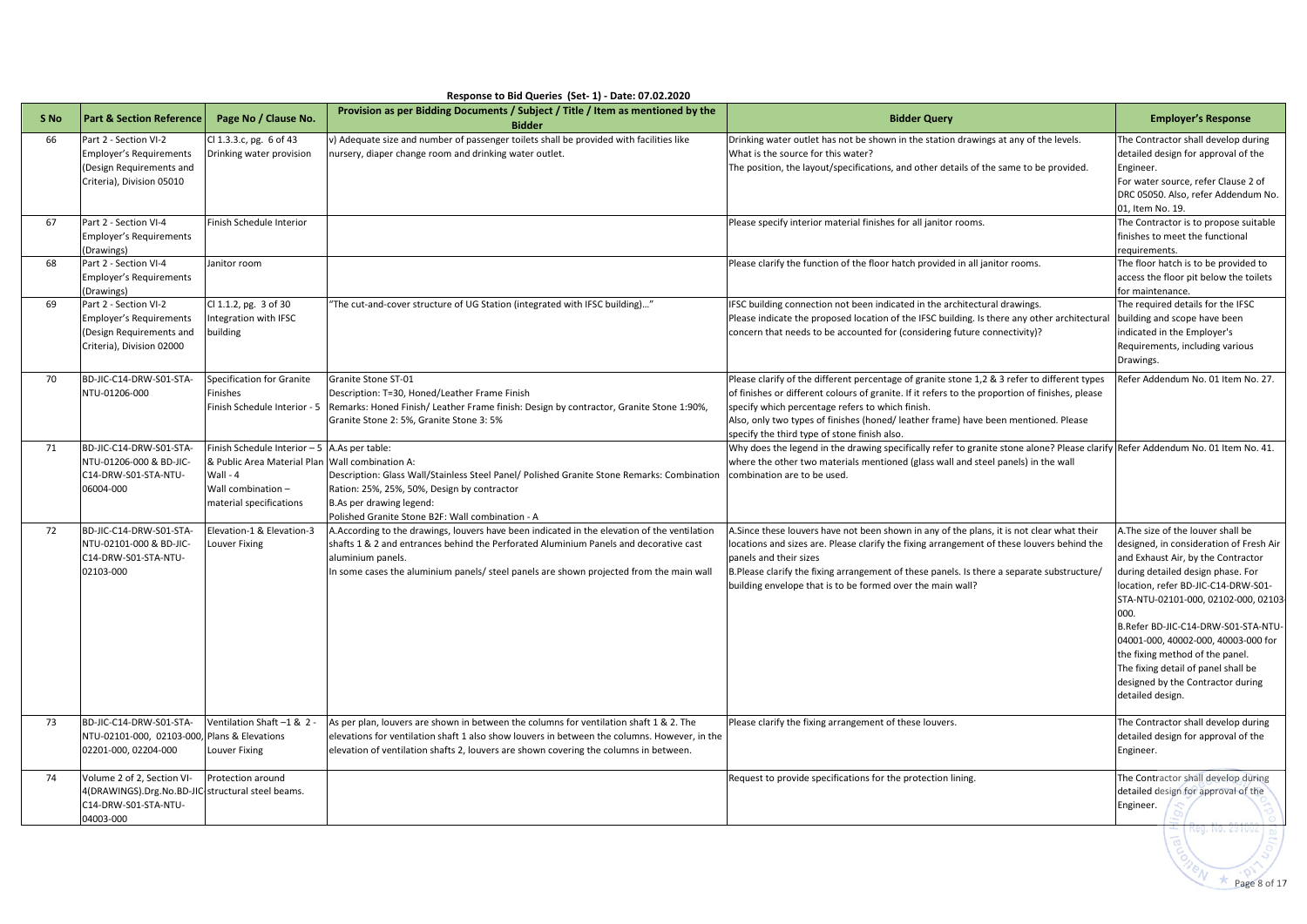**Response to Bid Queries (Set- 1) - Date: 07.02.2020**

| S No | Part & Section Reference | Page No / Clause No. | Provision as per Bidding Documents / Subject / Title / Item as mentioned by the Bidder | Bidder Query | Employer's Response |
|---|---|---|---|---|---|
| 66 | Part 2 - Section VI-2 Employer's Requirements (Design Requirements and Criteria), Division 05010 | Cl 1.3.3.c, pg. 6 of 43 Drinking water provision | v) Adequate size and number of passenger toilets shall be provided with facilities like nursery, diaper change room and drinking water outlet. | Drinking water outlet has not be shown in the station drawings at any of the levels. What is the source for this water? The position, the layout/specifications, and other details of the same to be provided. | The Contractor shall develop during detailed design for approval of the Engineer. For water source, refer Clause 2 of DRC 05050. Also, refer Addendum No. 01, Item No. 19. |
| 67 | Part 2 - Section VI-4 Employer's Requirements (Drawings) | Finish Schedule Interior | | Please specify interior material finishes for all janitor rooms. | The Contractor is to propose suitable finishes to meet the functional requirements. |
| 68 | Part 2 - Section VI-4 Employer's Requirements (Drawings) | Janitor room | | Please clarify the function of the floor hatch provided in all janitor rooms. | The floor hatch is to be provided to access the floor pit below the toilets for maintenance. |
| 69 | Part 2 - Section VI-2 Employer's Requirements (Design Requirements and Criteria), Division 02000 | Cl 1.1.2, pg. 3 of 30 Integration with IFSC building | "The cut-and-cover structure of UG Station (integrated with IFSC building)..." | IFSC building connection not been indicated in the architectural drawings. Please indicate the proposed location of the IFSC building. Is there any other architectural concern that needs to be accounted for (considering future connectivity)? | The required details for the IFSC building and scope have been indicated in the Employer's Requirements, including various Drawings. |
| 70 | BD-JIC-C14-DRW-S01-STA-NTU-01206-000 | Specification for Granite Finishes Finish Schedule Interior - 5 | Granite Stone ST-01 Description: T=30, Honed/Leather Frame Finish Remarks: Honed Finish/ Leather Frame finish: Design by contractor, Granite Stone 1:90%, Granite Stone 2: 5%, Granite Stone 3: 5% | Please clarify of the different percentage of granite stone 1,2 & 3 refer to different types of finishes or different colours of granite. If it refers to the proportion of finishes, please specify which percentage refers to which finish. Also, only two types of finishes (honed/ leather frame) have been mentioned. Please specify the third type of stone finish also. | Refer Addendum No. 01 Item No. 27. |
| 71 | BD-JIC-C14-DRW-S01-STA-NTU-01206-000 & BD-JIC-C14-DRW-S01-STA-NTU-06004-000 | Finish Schedule Interior – 5 & Public Area Material Plan Wall - 4 Wall combination – material specifications | A.As per table: Wall combination A: Description: Glass Wall/Stainless Steel Panel/ Polished Granite Stone Remarks: Combination Ration: 25%, 25%, 50%, Design by contractor B.As per drawing legend: Polished Granite Stone B2F: Wall combination - A | Why does the legend in the drawing specifically refer to granite stone alone? Please clarify where the other two materials mentioned (glass wall and steel panels) in the wall combination are to be used. | Refer Addendum No. 01 Item No. 41. |
| 72 | BD-JIC-C14-DRW-S01-STA-NTU-02101-000 & BD-JIC-C14-DRW-S01-STA-NTU-02103-000 | Elevation-1 & Elevation-3 Louver Fixing | A.According to the drawings, louvers have been indicated in the elevation of the ventilation shafts 1 & 2 and entrances behind the Perforated Aluminium Panels and decorative cast aluminium panels. In some cases the aluminium panels/ steel panels are shown projected from the main wall | A.Since these louvers have not been shown in any of the plans, it is not clear what their locations and sizes are. Please clarify the fixing arrangement of these louvers behind the panels and their sizes B.Please clarify the fixing arrangement of these panels. Is there a separate substructure/ building envelope that is to be formed over the main wall? | A.The size of the louver shall be designed, in consideration of Fresh Air and Exhaust Air, by the Contractor during detailed design phase. For location, refer BD-JIC-C14-DRW-S01-STA-NTU-02101-000, 02102-000, 02103-000. B.Refer BD-JIC-C14-DRW-S01-STA-NTU-04001-000, 40002-000, 40003-000 for the fixing method of the panel. The fixing detail of panel shall be designed by the Contractor during detailed design. |
| 73 | BD-JIC-C14-DRW-S01-STA-NTU-02101-000, 02103-000, 02201-000, 02204-000 | Ventilation Shaft –1 & 2 - Plans & Elevations Louver Fixing | As per plan, louvers are shown in between the columns for ventilation shaft 1 & 2. The elevations for ventilation shaft 1 also show louvers in between the columns. However, in the elevation of ventilation shafts 2, louvers are shown covering the columns in between. | Please clarify the fixing arrangement of these louvers. | The Contractor shall develop during detailed design for approval of the Engineer. |
| 74 | Volume 2 of 2, Section VI-4(DRAWINGS).Drg.No.BD-JIC-C14-DRW-S01-STA-NTU-04003-000 | Protection around structural steel beams. | | Request to provide specifications for the protection lining. | The Contractor shall develop during detailed design for approval of the Engineer. |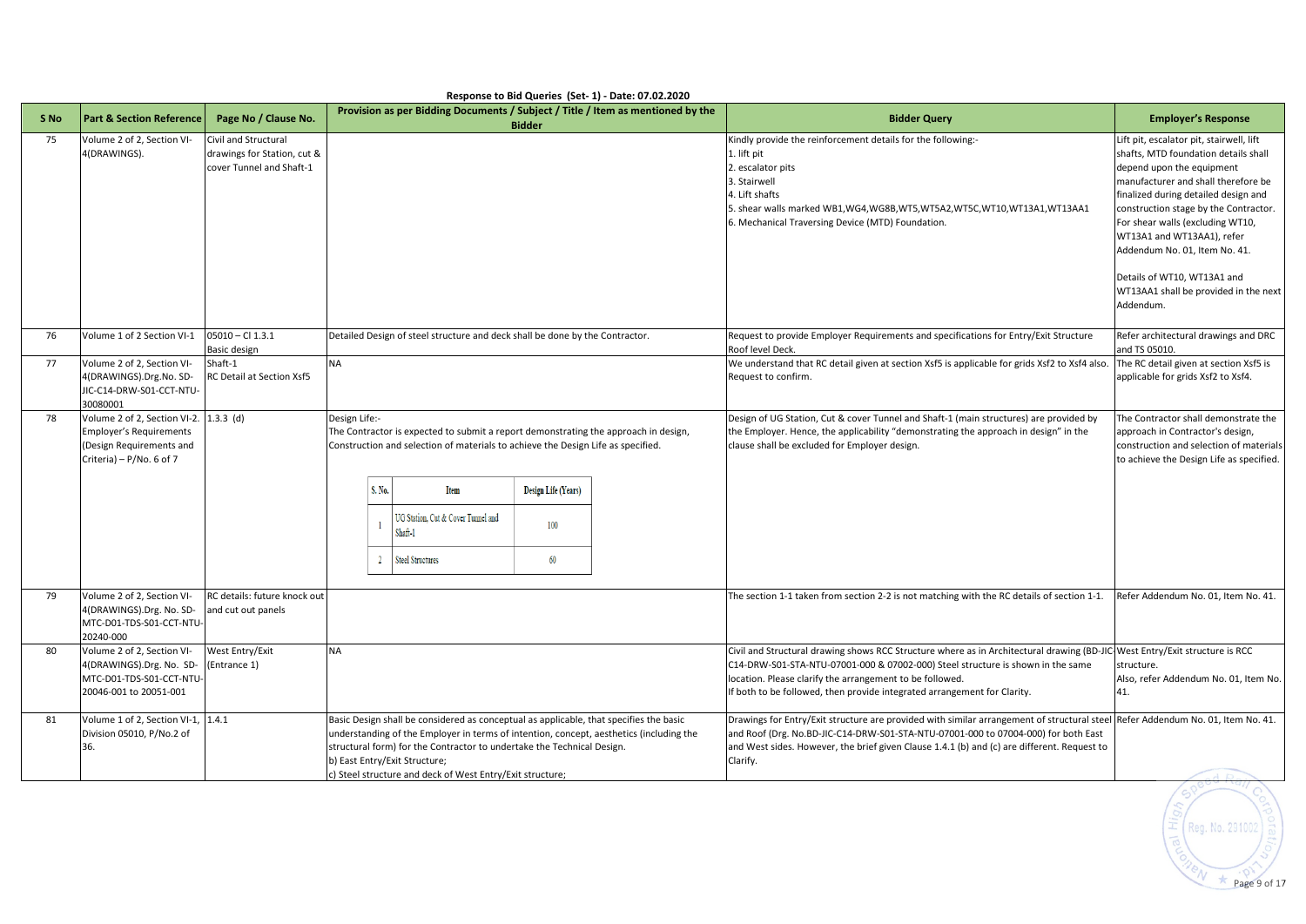**Response to Bid Queries (Set- 1) - Date: 07.02.2020**

| S No | Part & Section Reference | Page No / Clause No. | Provision as per Bidding Documents / Subject / Title / Item as mentioned by the Bidder | Bidder Query | Employer's Response |
|---|---|---|---|---|---|
| 75 | Volume 2 of 2, Section VI-4(DRAWINGS). | Civil and Structural drawings for Station, cut & cover Tunnel and Shaft-1 | | Kindly provide the reinforcement details for the following:-<br>1. lift pit<br>2. escalator pits<br>3. Stairwell<br>4. Lift shafts<br>5. shear walls marked WB1,WG4,WG8B,WT5,WT5A2,WT5C,WT10,WT13A1,WT13AA1<br>6. Mechanical Traversing Device (MTD) Foundation. | Lift pit, escalator pit, stairwell, lift shafts, MTD foundation details shall depend upon the equipment manufacturer and shall therefore be finalized during detailed design and construction stage by the Contractor. For shear walls (excluding WT10, WT13A1 and WT13AA1), refer Addendum No. 01, Item No. 41.<br><br>Details of WT10, WT13A1 and WT13AA1 shall be provided in the next Addendum. |
| 76 | Volume 1 of 2 Section VI-1 | 05010 – Cl 1.3.1 Basic design | Detailed Design of steel structure and deck shall be done by the Contractor. | Request to provide Employer Requirements and specifications for Entry/Exit Structure Roof level Deck. | Refer architectural drawings and DRC and TS 05010. |
| 77 | Volume 2 of 2, Section VI-4(DRAWINGS).Drg.No. SD-JIC-C14-DRW-S01-CCT-NTU-30080001 | Shaft-1 RC Detail at Section Xsf5 | NA | We understand that RC detail given at section Xsf5 is applicable for grids Xsf2 to Xsf4 also. Request to confirm. | The RC detail given at section Xsf5 is applicable for grids Xsf2 to Xsf4. |
| 78 | Volume 2 of 2, Section VI-2. Employer's Requirements (Design Requirements and Criteria) – P/No. 6 of 7 | 1.3.3 (d) | Design Life:-<br>The Contractor is expected to submit a report demonstrating the approach in design, Construction and selection of materials to achieve the Design Life as specified.<br><br>S. No. \| Item \| Design Life (Years)<br>1 \| UG Station, Cut & Cover Tunnel and Shaft-1 \| 100<br>2 \| Steel Structures \| 60 | Design of UG Station, Cut & cover Tunnel and Shaft-1 (main structures) are provided by the Employer. Hence, the applicability "demonstrating the approach in design" in the clause shall be excluded for Employer design. | The Contractor shall demonstrate the approach in Contractor's design, construction and selection of materials to achieve the Design Life as specified. |
| 79 | Volume 2 of 2, Section VI-4(DRAWINGS).Drg. No. SD-MTC-D01-TDS-S01-CCT-NTU-20240-000 | RC details: future knock out and cut out panels | | The section 1-1 taken from section 2-2 is not matching with the RC details of section 1-1. | Refer Addendum No. 01, Item No. 41. |
| 80 | Volume 2 of 2, Section VI-4(DRAWINGS).Drg. No. SD-MTC-D01-TDS-S01-CCT-NTU-20046-001 to 20051-001 | West Entry/Exit (Entrance 1) | NA | Civil and Structural drawing shows RCC Structure where as in Architectural drawing (BD-JIC-C14-DRW-S01-STA-NTU-07001-000 & 07002-000) Steel structure is shown in the same location. Please clarify the arrangement to be followed.<br>If both to be followed, then provide integrated arrangement for Clarity. | West Entry/Exit structure is RCC structure.<br>Also, refer Addendum No. 01, Item No. 41. |
| 81 | Volume 1 of 2, Section VI-1, Division 05010, P/No.2 of 36. | 1.4.1 | Basic Design shall be considered as conceptual as applicable, that specifies the basic understanding of the Employer in terms of intention, concept, aesthetics (including the structural form) for the Contractor to undertake the Technical Design.<br>b) East Entry/Exit Structure;<br>c) Steel structure and deck of West Entry/Exit structure; | Drawings for Entry/Exit structure are provided with similar arrangement of structural steel and Roof (Drg. No.BD-JIC-C14-DRW-S01-STA-NTU-07001-000 to 07004-000) for both East and West sides. However, the brief given Clause 1.4.1 (b) and (c) are different. Request to Clarify. | Refer Addendum No. 01, Item No. 41. |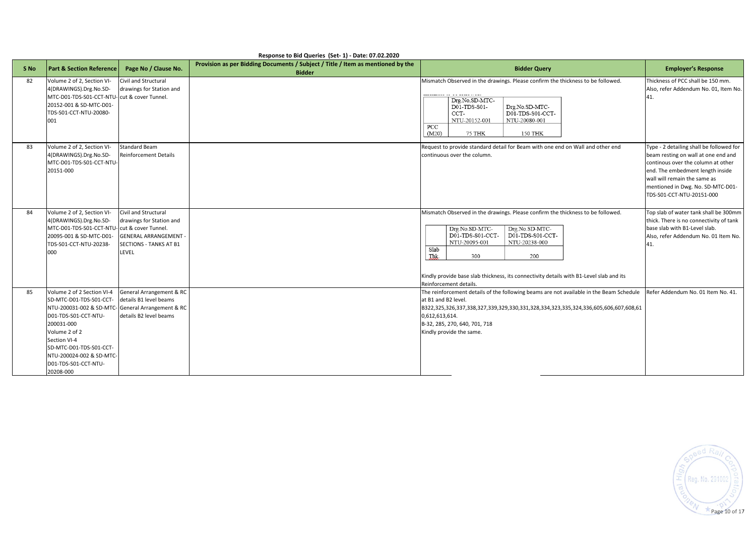**Response to Bid Queries (Set- 1) - Date: 07.02.2020**

| S No | Part & Section Reference | Page No / Clause No. | Provision as per Bidding Documents / Subject / Title / Item as mentioned by the Bidder | Bidder Query | Employer's Response |
|---|---|---|---|---|---|
| 82 | Volume 2 of 2, Section VI-4(DRAWINGS).Drg.No.SD-MTC-D01-TDS-S01-CCT-NTU-20152-001 & SD-MTC-D01-TDS-S01-CCT-NTU-20080-001 | Civil and Structural drawings for Station and cut & cover Tunnel. | | Mismatch Observed in the drawings. Please confirm the thickness to be followed.<br><br>(Inset table) Columns: Drg.No.SD-MTC-D01-TDS-S01-CCT-NTU-20152-001 / Drg.No.SD-MTC-D01-TDS-S01-CCT-NTU-20080-001; Row PCC (M20): 75 THK / 150 THK | Thickness of PCC shall be 150 mm. Also, refer Addendum No. 01, Item No. 41. |
| 83 | Volume 2 of 2, Section VI-4(DRAWINGS).Drg.No.SD-MTC-D01-TDS-S01-CCT-NTU-20151-000 | Standard Beam Reinforcement Details | | Request to provide standard detail for Beam with one end on Wall and other end continuous over the column. | Type - 2 detailing shall be followed for beam resting on wall at one end and continous over the column at other end. The embedment length inside wall will remain the same as mentioned in Dwg. No. SD-MTC-D01-TDS-S01-CCT-NTU-20151-000 |
| 84 | Volume 2 of 2, Section VI-4(DRAWINGS).Drg.No.SD-MTC-D01-TDS-S01-CCT-NTU-20095-001 & SD-MTC-D01-TDS-S01-CCT-NTU-20238-000 | Civil and Structural drawings for Station and cut & cover Tunnel.<br>GENERAL ARRANGEMENT - SECTIONS - TANKS AT B1 LEVEL | | Mismatch Observed in the drawings. Please confirm the thickness to be followed.<br><br>(Inset table) Columns: Drg.No.SD-MTC-D01-TDS-S01-CCT-NTU-20095-001 / Drg.No.SD-MTC-D01-TDS-S01-CCT-NTU-20238-000; Row Slab Thk.: 300 / 200<br><br>Kindly provide base slab thickness, its connectivity details with B1-Level slab and its Reinforcement details. | Top slab of water tank shall be 300mm thick. There is no connectivity of tank base slab with B1-Level slab. Also, refer Addendum No. 01 Item No. 41. |
| 85 | Volume 2 of 2 Section VI-4 SD-MTC-D01-TDS-S01-CCT-NTU-200031-002 & SD-MTC-D01-TDS-S01-CCT-NTU-200031-000 Volume 2 of 2 Section VI-4 SD-MTC-D01-TDS-S01-CCT-NTU-200024-002 & SD-MTC-D01-TDS-S01-CCT-NTU-20208-000 | General Arrangement & RC details B1 level beams General Arrangement & RC details B2 level beams | | The reinforcement details of the following beams are not available in the Beam Schedule at B1 and B2 level.<br>B322,325,326,337,338,327,339,329,330,331,328,334,323,335,324,336,605,606,607,608,610,612,613,614.<br>B-32, 285, 270, 640, 701, 718<br>Kindly provide the same. | Refer Addendum No. 01 Item No. 41. |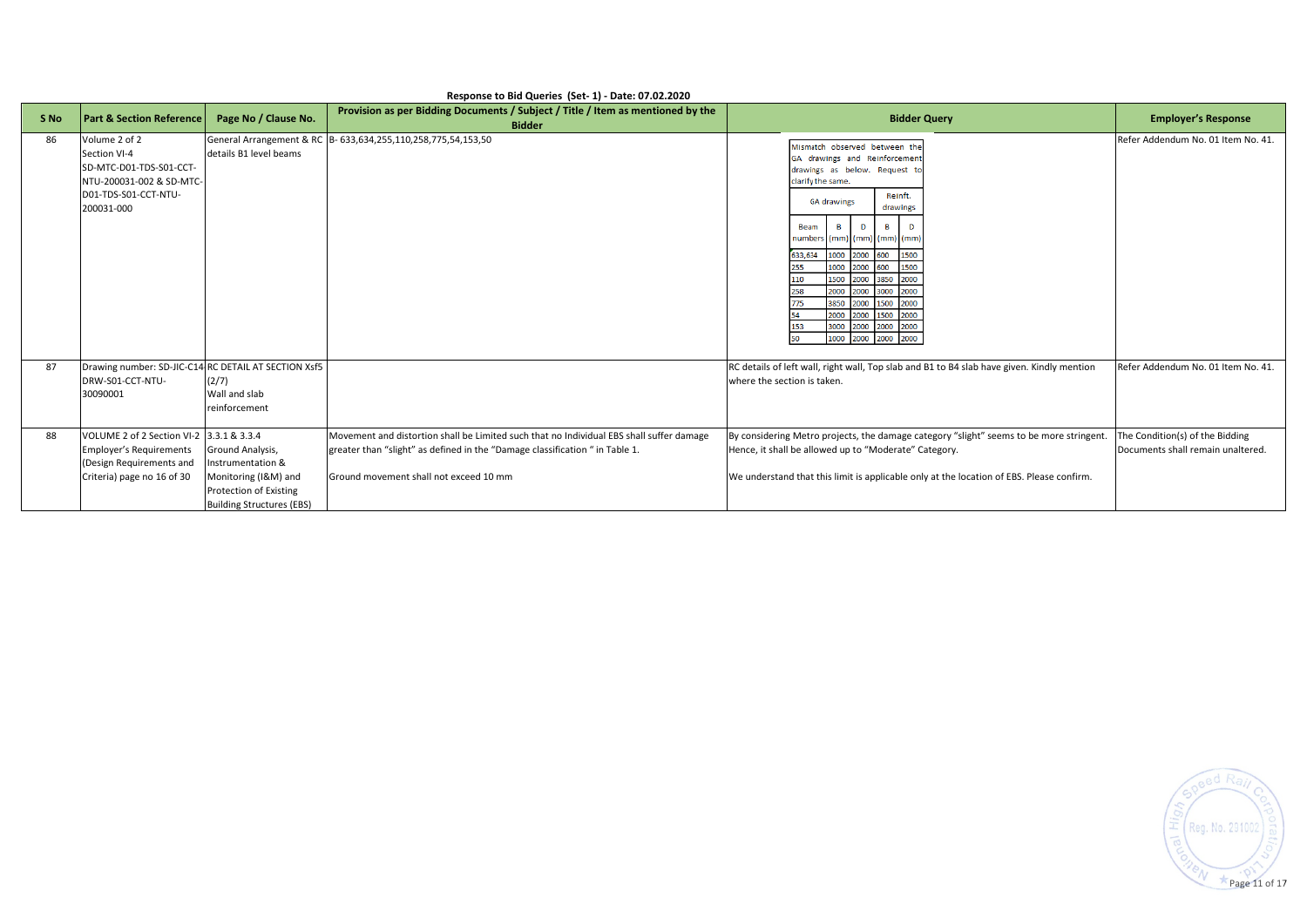**Response to Bid Queries (Set- 1) - Date: 07.02.2020**

| S No | Part & Section Reference | Page No / Clause No. | Provision as per Bidding Documents / Subject / Title / Item as mentioned by the Bidder | Bidder Query | Employer's Response |
|---|---|---|---|---|---|
| 86 | Volume 2 of 2 Section VI-4 SD-MTC-D01-TDS-S01-CCT-NTU-200031-002 & SD-MTC-D01-TDS-S01-CCT-NTU-200031-000 | General Arrangement & RC details B1 level beams | B- 633,634,255,110,258,775,54,153,50 | Mismatch observed between the GA drawings and Reinforcement drawings as below. Request to clarify the same.<br><br>GA drawings / Reinft. drawings<br>Beam numbers: B (mm), D (mm) / B (mm), D (mm)<br>633,634: 1000, 2000 / 600, 1500<br>255: 1000, 2000 / 600, 1500<br>110: 1500, 2000 / 3850, 2000<br>258: 2000, 2000 / 3000, 2000<br>775: 3850, 2000 / 1500, 2000<br>54: 2000, 2000 / 1500, 2000<br>153: 3000, 2000 / 2000, 2000<br>50: 1000, 2000 / 2000, 2000 | Refer Addendum No. 01 Item No. 41. |
| 87 | Drawing number: SD-JIC-C14-DRW-S01-CCT-NTU-30090001 | RC DETAIL AT SECTION Xsf5 (2/7) Wall and slab reinforcement | | RC details of left wall, right wall, Top slab and B1 to B4 slab have given. Kindly mention where the section is taken. | Refer Addendum No. 01 Item No. 41. |
| 88 | VOLUME 2 of 2 Section VI-2 Employer's Requirements (Design Requirements and Criteria) page no 16 of 30 | 3.3.1 & 3.3.4 Ground Analysis, Instrumentation & Monitoring (I&M) and Protection of Existing Building Structures (EBS) | Movement and distortion shall be Limited such that no Individual EBS shall suffer damage greater than "slight" as defined in the "Damage classification " in Table 1.<br><br>Ground movement shall not exceed 10 mm | By considering Metro projects, the damage category "slight" seems to be more stringent. Hence, it shall be allowed up to "Moderate" Category.<br><br>We understand that this limit is applicable only at the location of EBS. Please confirm. | The Condition(s) of the Bidding Documents shall remain unaltered. |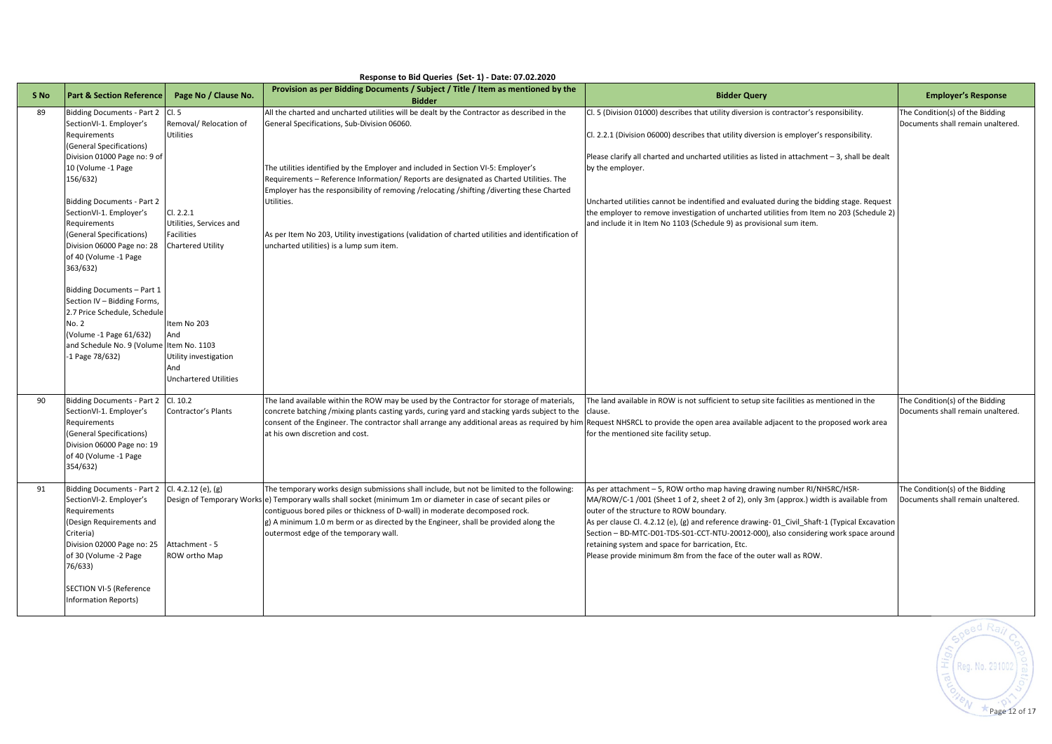**Response to Bid Queries (Set- 1) - Date: 07.02.2020**

| S No | Part & Section Reference | Page No / Clause No. | Provision as per Bidding Documents / Subject / Title / Item as mentioned by the Bidder | Bidder Query | Employer's Response |
|---|---|---|---|---|---|
| 89 | Bidding Documents - Part 2 SectionVI-1. Employer's Requirements (General Specifications) Division 01000 Page no: 9 of 10 (Volume -1 Page 156/632)<br><br>Bidding Documents - Part 2 SectionVI-1. Employer's Requirements (General Specifications) Division 06000 Page no: 28 of 40 (Volume -1 Page 363/632)<br><br>Bidding Documents – Part 1 Section IV – Bidding Forms, 2.7 Price Schedule, Schedule No. 2 (Volume -1 Page 61/632) and Schedule No. 9 (Volume -1 Page 78/632) | Cl. 5 Removal/ Relocation of Utilities<br><br>Cl. 2.2.1 Utilities, Services and Facilities Chartered Utility<br><br>Item No 203 And Item No. 1103 Utility investigation And Uncharted Utilities | All the charted and uncharted utilities will be dealt by the Contractor as described in the General Specifications, Sub-Division 06060.<br><br>The utilities identified by the Employer and included in Section VI-5: Employer's Requirements – Reference Information/ Reports are designated as Charted Utilities. The Employer has the responsibility of removing /relocating /shifting /diverting these Charted Utilities.<br><br>As per Item No 203, Utility investigations (validation of charted utilities and identification of uncharted utilities) is a lump sum item. | Cl. 5 (Division 01000) describes that utility diversion is contractor's responsibility.<br><br>Cl. 2.2.1 (Division 06000) describes that utility diversion is employer's responsibility.<br><br>Please clarify all charted and uncharted utilities as listed in attachment – 3, shall be dealt by the employer.<br><br>Uncharted utilities cannot be indentified and evaluated during the bidding stage. Request the employer to remove investigation of uncharted utilities from Item no 203 (Schedule 2) and include it in Item No 1103 (Schedule 9) as provisional sum item. | The Condition(s) of the Bidding Documents shall remain unaltered. |
| 90 | Bidding Documents - Part 2 SectionVI-1. Employer's Requirements (General Specifications) Division 06000 Page no: 19 of 40 (Volume -1 Page 354/632) | Cl. 10.2 Contractor's Plants | The land available within the ROW may be used by the Contractor for storage of materials, concrete batching /mixing plants casting yards, curing yard and stacking yards subject to the consent of the Engineer. The contractor shall arrange any additional areas as required by him at his own discretion and cost. | The land available in ROW is not sufficient to setup site facilities as mentioned in the clause.<br>Request NHSRCL to provide the open area available adjacent to the proposed work area for the mentioned site facility setup. | The Condition(s) of the Bidding Documents shall remain unaltered. |
| 91 | Bidding Documents - Part 2 SectionVI-2. Employer's Requirements (Design Requirements and Criteria) Division 02000 Page no: 25 of 30 (Volume -2 Page 76/633)<br><br>SECTION VI-5 (Reference Information Reports) | Cl. 4.2.12 (e), (g) Design of Temporary Works<br><br>Attachment - 5 ROW ortho Map | The temporary works design submissions shall include, but not be limited to the following:<br>e) Temporary walls shall socket (minimum 1m or diameter in case of secant piles or contiguous bored piles or thickness of D-wall) in moderate decomposed rock.<br>g) A minimum 1.0 m berm or as directed by the Engineer, shall be provided along the outermost edge of the temporary wall. | As per attachment – 5, ROW ortho map having drawing number RI/NHSRC/HSR-MA/ROW/C-1 /001 (Sheet 1 of 2, sheet 2 of 2), only 3m (approx.) width is available from outer of the structure to ROW boundary.<br>As per clause Cl. 4.2.12 (e), (g) and reference drawing- 01_Civil_Shaft-1 (Typical Excavation Section – BD-MTC-D01-TDS-S01-CCT-NTU-20012-000), also considering work space around retaining system and space for barrication, Etc.<br>Please provide minimum 8m from the face of the outer wall as ROW. | The Condition(s) of the Bidding Documents shall remain unaltered. |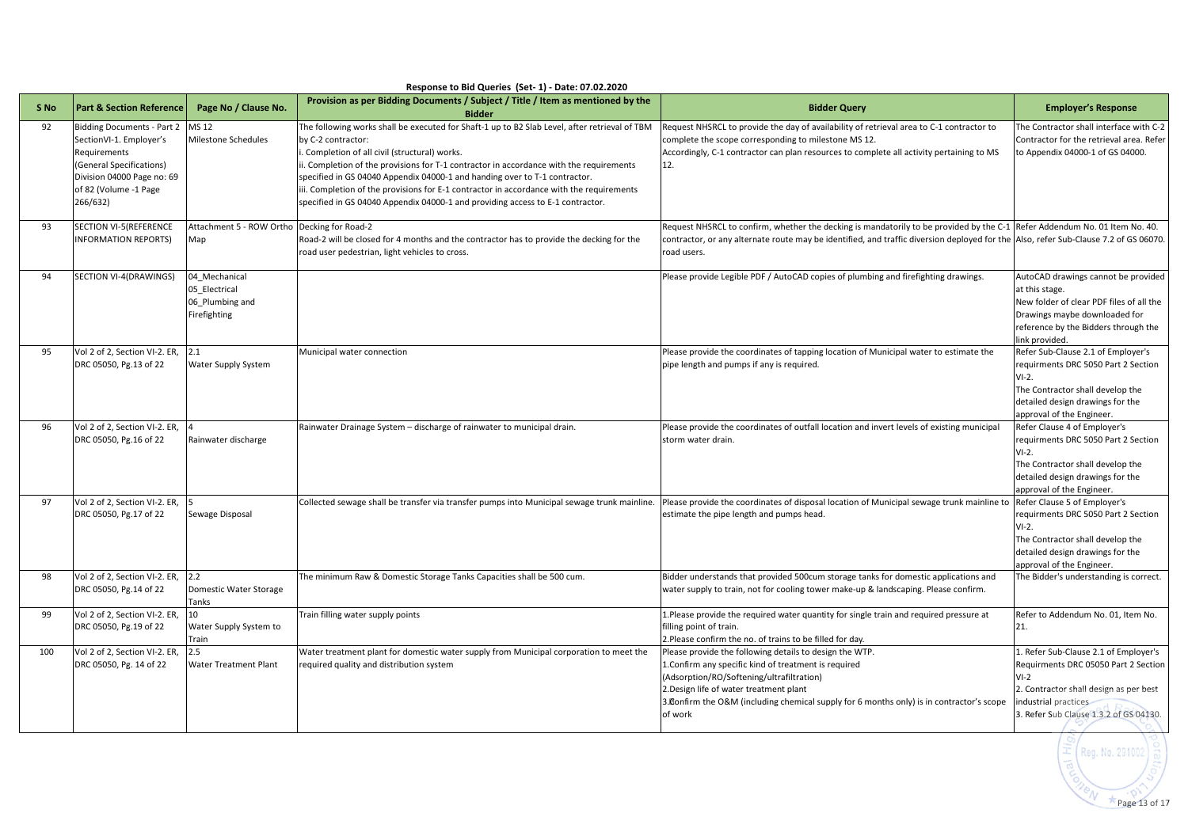**Response to Bid Queries (Set- 1) - Date: 07.02.2020**

| S No | Part & Section Reference | Page No / Clause No. | Provision as per Bidding Documents / Subject / Title / Item as mentioned by the Bidder | Bidder Query | Employer's Response |
|---|---|---|---|---|---|
| 92 | Bidding Documents - Part 2 SectionVI-1. Employer's Requirements (General Specifications) Division 04000 Page no: 69 of 82 (Volume -1 Page 266/632) | MS 12 Milestone Schedules | The following works shall be executed for Shaft-1 up to B2 Slab Level, after retrieval of TBM by C-2 contractor:<br>i. Completion of all civil (structural) works.<br>ii. Completion of the provisions for T-1 contractor in accordance with the requirements specified in GS 04040 Appendix 04000-1 and handing over to T-1 contractor.<br>iii. Completion of the provisions for E-1 contractor in accordance with the requirements specified in GS 04040 Appendix 04000-1 and providing access to E-1 contractor. | Request NHSRCL to provide the day of availability of retrieval area to C-1 contractor to complete the scope corresponding to milestone MS 12.<br>Accordingly, C-1 contractor can plan resources to complete all activity pertaining to MS 12. | The Contractor shall interface with C-2 Contractor for the retrieval area. Refer to Appendix 04000-1 of GS 04000. |
| 93 | SECTION VI-5(REFERENCE INFORMATION REPORTS) | Attachment 5 - ROW Ortho Map | Decking for Road-2<br>Road-2 will be closed for 4 months and the contractor has to provide the decking for the road user pedestrian, light vehicles to cross. | Request NHSRCL to confirm, whether the decking is mandatorily to be provided by the C-1 contractor, or any alternate route may be identified, and traffic diversion deployed for the road users. | Refer Addendum No. 01 Item No. 40. Also, refer Sub-Clause 7.2 of GS 06070. |
| 94 | SECTION VI-4(DRAWINGS) | 04_Mechanical<br>05_Electrical<br>06_Plumbing and Firefighting | | Please provide Legible PDF / AutoCAD copies of plumbing and firefighting drawings. | AutoCAD drawings cannot be provided at this stage.<br>New folder of clear PDF files of all the Drawings maybe downloaded for reference by the Bidders through the link provided. |
| 95 | Vol 2 of 2, Section VI-2. ER, DRC 05050, Pg.13 of 22 | 2.1<br>Water Supply System | Municipal water connection | Please provide the coordinates of tapping location of Municipal water to estimate the pipe length and pumps if any is required. | Refer Sub-Clause 2.1 of Employer's requirments DRC 5050 Part 2 Section VI-2.<br>The Contractor shall develop the detailed design drawings for the approval of the Engineer. |
| 96 | Vol 2 of 2, Section VI-2. ER, DRC 05050, Pg.16 of 22 | 4<br>Rainwater discharge | Rainwater Drainage System – discharge of rainwater to municipal drain. | Please provide the coordinates of outfall location and invert levels of existing municipal storm water drain. | Refer Clause 4 of Employer's requirments DRC 5050 Part 2 Section VI-2.<br>The Contractor shall develop the detailed design drawings for the approval of the Engineer. |
| 97 | Vol 2 of 2, Section VI-2. ER, DRC 05050, Pg.17 of 22 | 5<br>Sewage Disposal | Collected sewage shall be transfer via transfer pumps into Municipal sewage trunk mainline. | Please provide the coordinates of disposal location of Municipal sewage trunk mainline to estimate the pipe length and pumps head. | Refer Clause 5 of Employer's requirments DRC 5050 Part 2 Section VI-2.<br>The Contractor shall develop the detailed design drawings for the approval of the Engineer. |
| 98 | Vol 2 of 2, Section VI-2. ER, DRC 05050, Pg.14 of 22 | 2.2<br>Domestic Water Storage Tanks | The minimum Raw & Domestic Storage Tanks Capacities shall be 500 cum. | Bidder understands that provided 500cum storage tanks for domestic applications and water supply to train, not for cooling tower make-up & landscaping. Please confirm. | The Bidder's understanding is correct. |
| 99 | Vol 2 of 2, Section VI-2. ER, DRC 05050, Pg.19 of 22 | 10<br>Water Supply System to Train | Train filling water supply points | 1.Please provide the required water quantity for single train and required pressure at filling point of train.<br>2.Please confirm the no. of trains to be filled for day. | Refer to Addendum No. 01, Item No. 21. |
| 100 | Vol 2 of 2, Section VI-2. ER, DRC 05050, Pg. 14 of 22 | 2.5<br>Water Treatment Plant | Water treatment plant for domestic water supply from Municipal corporation to meet the required quality and distribution system | Please provide the following details to design the WTP.<br>1.Confirm any specific kind of treatment is required (Adsorption/RO/Softening/ultrafiltration)<br>2.Design life of water treatment plant<br>3.Confirm the O&M (including chemical supply for 6 months only) is in contractor's scope of work | 1. Refer Sub-Clause 2.1 of Employer's Requirments DRC 05050 Part 2 Section VI-2<br>2. Contractor shall design as per best industrial practices<br>3. Refer Sub Clause 1.3.2 of GS 04130. |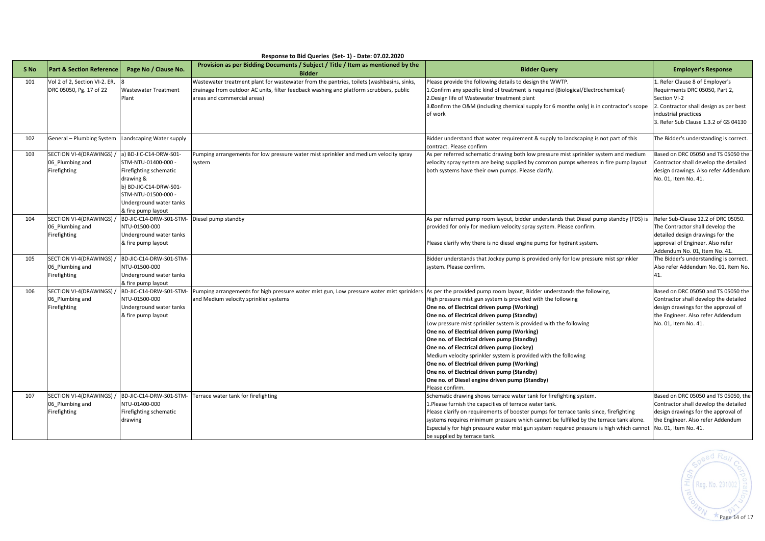## Response to Bid Queries (Set- 1) - Date: 07.02.2020

| S No | Part & Section Reference | Page No / Clause No. | Provision as per Bidding Documents / Subject / Title / Item as mentioned by the Bidder | Bidder Query | Employer's Response |
|---|---|---|---|---|---|
| 101 | Vol 2 of 2, Section VI-2. ER, DRC 05050, Pg. 17 of 22 | 8 Wastewater Treatment Plant | Wastewater treatment plant for wastewater from the pantries, toilets (washbasins, sinks, drainage from outdoor AC units, filter feedback washing and platform scrubbers, public areas and commercial areas) | Please provide the following details to design the WWTP.<br>1.Confirm any specific kind of treatment is required (Biological/Electrochemical)<br>2.Design life of Wastewater treatment plant<br>3.Confirm the O&M (including chemical supply for 6 months only) is in contractor's scope of work | 1. Refer Clause 8 of Employer's Requirments DRC 05050, Part 2, Section VI-2<br>2. Contractor shall design as per best industrial practices<br>3. Refer Sub Clause 1.3.2 of GS 04130 |
| 102 | General – Plumbing System | Landscaping Water supply | | Bidder understand that water requirement & supply to landscaping is not part of this contract. Please confirm | The Bidder's understanding is correct. |
| 103 | SECTION VI-4(DRAWINGS) / 06_Plumbing and Firefighting | a) BD-JIC-C14-DRW-S01-STM-NTU-01400-000 - Firefighting schematic drawing &<br>b) BD-JIC-C14-DRW-S01-STM-NTU-01500-000 - Underground water tanks & fire pump layout | Pumping arrangements for low pressure water mist sprinkler and medium velocity spray system | As per referred schematic drawing both low pressure mist sprinkler system and medium velocity spray system are being supplied by common pumps whereas in fire pump layout both systems have their own pumps. Please clarify. | Based on DRC 05050 and TS 05050 the Contractor shall develop the detailed design drawings. Also refer Addendum No. 01, Item No. 41. |
| 104 | SECTION VI-4(DRAWINGS) / 06_Plumbing and Firefighting | BD-JIC-C14-DRW-S01-STM-NTU-01500-000 Underground water tanks & fire pump layout | Diesel pump standby | As per referred pump room layout, bidder understands that Diesel pump standby (FDS) is provided for only for medium velocity spray system. Please confirm.<br><br>Please clarify why there is no diesel engine pump for hydrant system. | Refer Sub-Clause 12.2 of DRC 05050. The Contractor shall develop the detailed design drawings for the approval of Engineer. Also refer Addendum No. 01, Item No. 41. |
| 105 | SECTION VI-4(DRAWINGS) / 06_Plumbing and Firefighting | BD-JIC-C14-DRW-S01-STM-NTU-01500-000 Underground water tanks & fire pump layout | | Bidder understands that Jockey pump is provided only for low pressure mist sprinkler system. Please confirm. | The Bidder's understanding is correct. Also refer Addendum No. 01, Item No. 41. |
| 106 | SECTION VI-4(DRAWINGS) / 06_Plumbing and Firefighting | BD-JIC-C14-DRW-S01-STM-NTU-01500-000 Underground water tanks & fire pump layout | Pumping arrangements for high pressure water mist gun, Low pressure water mist sprinklers and Medium velocity sprinkler systems | As per the provided pump room layout, Bidder understands the following,<br>High pressure mist gun system is provided with the following<br>**One no. of Electrical driven pump (Working)**<br>**One no. of Electrical driven pump (Standby)**<br>Low pressure mist sprinkler system is provided with the following<br>**One no. of Electrical driven pump (Working)**<br>**One no. of Electrical driven pump (Standby)**<br>**One no. of Electrical driven pump (Jockey)**<br>Medium velocity sprinkler system is provided with the following<br>**One no. of Electrical driven pump (Working)**<br>**One no. of Electrical driven pump (Standby)**<br>**One no. of Diesel engine driven pump (Standby)**<br>Please confirm. | Based on DRC 05050 and TS 05050 the Contractor shall develop the detailed design drawings for the approval of the Engineer. Also refer Addendum No. 01, Item No. 41. |
| 107 | SECTION VI-4(DRAWINGS) / 06_Plumbing and Firefighting | BD-JIC-C14-DRW-S01-STM-NTU-01400-000 Firefighting schematic drawing | Terrace water tank for firefighting | Schematic drawing shows terrace water tank for firefighting system.<br>1.Please furnish the capacities of terrace water tank.<br>Please clarify on requirements of booster pumps for terrace tanks since, firefighting systems requires minimum pressure which cannot be fulfilled by the terrace tank alone. Especially for high pressure water mist gun system required pressure is high which cannot be supplied by terrace tank. | Based on DRC 05050 and TS 05050, the Contractor shall develop the detailed design drawings for the approval of the Engineer. Also refer Addendum No. 01, Item No. 41. |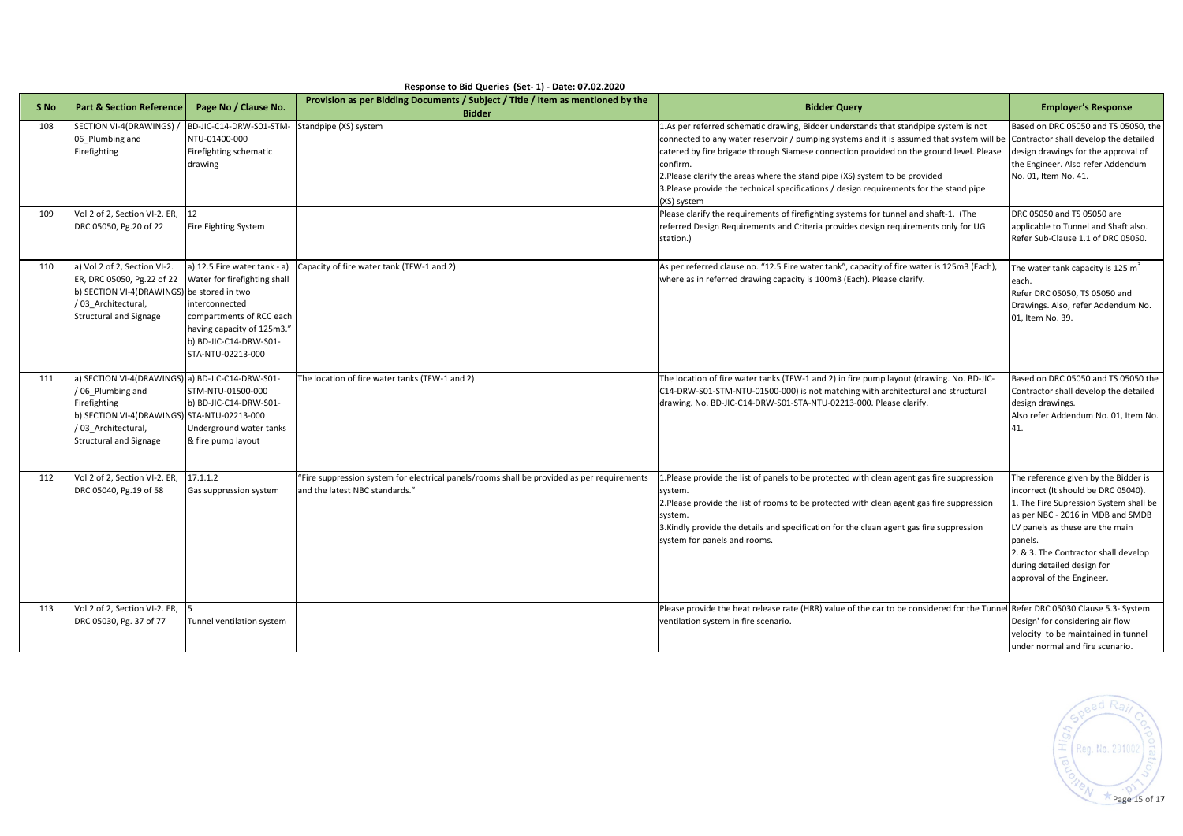**Response to Bid Queries (Set- 1) - Date: 07.02.2020**

| S No | Part & Section Reference | Page No / Clause No. | Provision as per Bidding Documents / Subject / Title / Item as mentioned by the Bidder | Bidder Query | Employer's Response |
|---|---|---|---|---|---|
| 108 | SECTION VI-4(DRAWINGS) / 06_Plumbing and Firefighting | BD-JIC-C14-DRW-S01-STM-NTU-01400-000 Firefighting schematic drawing | Standpipe (XS) system | 1.As per referred schematic drawing, Bidder understands that standpipe system is not connected to any water reservoir / pumping systems and it is assumed that system will be catered by fire brigade through Siamese connection provided on the ground level. Please confirm.<br>2.Please clarify the areas where the stand pipe (XS) system to be provided<br>3.Please provide the technical specifications / design requirements for the stand pipe (XS) system | Based on DRC 05050 and TS 05050, the Contractor shall develop the detailed design drawings for the approval of the Engineer. Also refer Addendum No. 01, Item No. 41. |
| 109 | Vol 2 of 2, Section VI-2. ER, DRC 05050, Pg.20 of 22 | 12 Fire Fighting System | | Please clarify the requirements of firefighting systems for tunnel and shaft-1. (The referred Design Requirements and Criteria provides design requirements only for UG station.) | DRC 05050 and TS 05050 are applicable to Tunnel and Shaft also. Refer Sub-Clause 1.1 of DRC 05050. |
| 110 | a) Vol 2 of 2, Section VI-2. ER, DRC 05050, Pg.22 of 22<br>b) SECTION VI-4(DRAWINGS) / 03_Architectural, Structural and Signage | a) 12.5 Fire water tank - a) Water for firefighting shall be stored in two interconnected compartments of RCC each having capacity of 125m3."<br>b) BD-JIC-C14-DRW-S01-STA-NTU-02213-000 | Capacity of fire water tank (TFW-1 and 2) | As per referred clause no. "12.5 Fire water tank", capacity of fire water is 125m3 (Each), where as in referred drawing capacity is 100m3 (Each). Please clarify. | The water tank capacity is 125 $m^3$ each.<br>Refer DRC 05050, TS 05050 and Drawings. Also, refer Addendum No. 01, Item No. 39. |
| 111 | a) SECTION VI-4(DRAWINGS) / 06_Plumbing and Firefighting<br>b) SECTION VI-4(DRAWINGS) / 03_Architectural, Structural and Signage | a) BD-JIC-C14-DRW-S01-STM-NTU-01500-000<br>b) BD-JIC-C14-DRW-S01-STA-NTU-02213-000<br>Underground water tanks & fire pump layout | The location of fire water tanks (TFW-1 and 2) | The location of fire water tanks (TFW-1 and 2) in fire pump layout (drawing. No. BD-JIC-C14-DRW-S01-STM-NTU-01500-000) is not matching with architectural and structural drawing. No. BD-JIC-C14-DRW-S01-STA-NTU-02213-000. Please clarify. | Based on DRC 05050 and TS 05050 the Contractor shall develop the detailed design drawings.<br>Also refer Addendum No. 01, Item No. 41. |
| 112 | Vol 2 of 2, Section VI-2. ER, DRC 05040, Pg.19 of 58 | 17.1.1.2 Gas suppression system | "Fire suppression system for electrical panels/rooms shall be provided as per requirements and the latest NBC standards." | 1.Please provide the list of panels to be protected with clean agent gas fire suppression system.<br>2.Please provide the list of rooms to be protected with clean agent gas fire suppression system.<br>3.Kindly provide the details and specification for the clean agent gas fire suppression system for panels and rooms. | The reference given by the Bidder is incorrect (It should be DRC 05040).<br>1. The Fire Supression System shall be as per NBC - 2016 in MDB and SMDB LV panels as these are the main panels.<br>2. & 3. The Contractor shall develop during detailed design for approval of the Engineer. |
| 113 | Vol 2 of 2, Section VI-2. ER, DRC 05030, Pg. 37 of 77 | 5 Tunnel ventilation system | | Please provide the heat release rate (HRR) value of the car to be considered for the Tunnel ventilation system in fire scenario. | Refer DRC 05030 Clause 5.3-'System Design' for considering air flow velocity to be maintained in tunnel under normal and fire scenario. |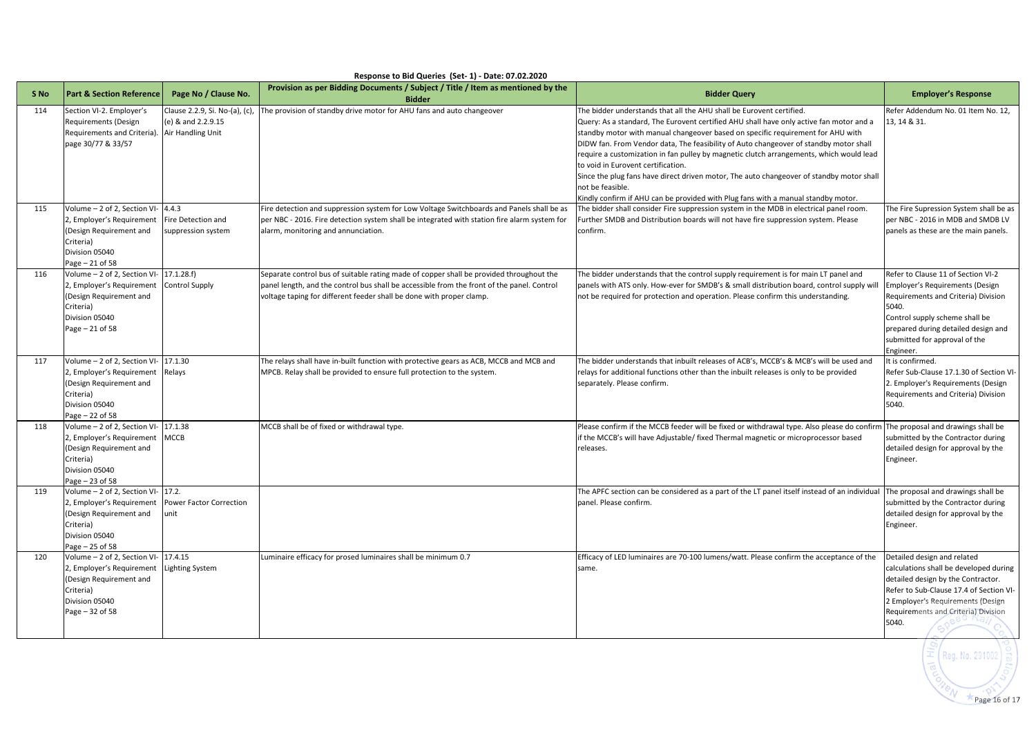**Response to Bid Queries (Set- 1) - Date: 07.02.2020**

| S No | Part & Section Reference | Page No / Clause No. | Provision as per Bidding Documents / Subject / Title / Item as mentioned by the Bidder | Bidder Query | Employer's Response |
|---|---|---|---|---|---|
| 114 | Section VI-2. Employer's Requirements (Design Requirements and Criteria). page 30/77 & 33/57 | Clause 2.2.9, Si. No-(a), (c), (e) & and 2.2.9.15 Air Handling Unit | The provision of standby drive motor for AHU fans and auto changeover | The bidder understands that all the AHU shall be Eurovent certified. Query: As a standard, The Eurovent certified AHU shall have only active fan motor and a standby motor with manual changeover based on specific requirement for AHU with DIDW fan. From Vendor data, The feasibility of Auto changeover of standby motor shall require a customization in fan pulley by magnetic clutch arrangements, which would lead to void in Eurovent certification. Since the plug fans have direct driven motor, The auto changeover of standby motor shall not be feasible. Kindly confirm if AHU can be provided with Plug fans with a manual standby motor. | Refer Addendum No. 01 Item No. 12, 13, 14 & 31. |
| 115 | Volume – 2 of 2, Section VI-2, Employer's Requirement (Design Requirement and Criteria) Division 05040 Page – 21 of 58 | 4.4.3 Fire Detection and suppression system | Fire detection and suppression system for Low Voltage Switchboards and Panels shall be as per NBC - 2016. Fire detection system shall be integrated with station fire alarm system for alarm, monitoring and annunciation. | The bidder shall consider Fire suppression system in the MDB in electrical panel room. Further SMDB and Distribution boards will not have fire suppression system. Please confirm. | The Fire Supression System shall be as per NBC - 2016 in MDB and SMDB LV panels as these are the main panels. |
| 116 | Volume – 2 of 2, Section VI-2, Employer's Requirement (Design Requirement and Criteria) Division 05040 Page – 21 of 58 | 17.1.28.f) Control Supply | Separate control bus of suitable rating made of copper shall be provided throughout the panel length, and the control bus shall be accessible from the front of the panel. Control voltage taping for different feeder shall be done with proper clamp. | The bidder understands that the control supply requirement is for main LT panel and panels with ATS only. How-ever for SMDB's & small distribution board, control supply will not be required for protection and operation. Please confirm this understanding. | Refer to Clause 11 of Section VI-2 Employer's Requirements (Design Requirements and Criteria) Division 5040. Control supply scheme shall be prepared during detailed design and submitted for approval of the Engineer. |
| 117 | Volume – 2 of 2, Section VI-2, Employer's Requirement (Design Requirement and Criteria) Division 05040 Page – 22 of 58 | 17.1.30 Relays | The relays shall have in-built function with protective gears as ACB, MCCB and MCB and MPCB. Relay shall be provided to ensure full protection to the system. | The bidder understands that inbuilt releases of ACB's, MCCB's & MCB's will be used and relays for additional functions other than the inbuilt releases is only to be provided separately. Please confirm. | It is confirmed. Refer Sub-Clause 17.1.30 of Section VI-2. Employer's Requirements (Design Requirements and Criteria) Division 5040. |
| 118 | Volume – 2 of 2, Section VI-2, Employer's Requirement (Design Requirement and Criteria) Division 05040 Page – 23 of 58 | 17.1.38 MCCB | MCCB shall be of fixed or withdrawal type. | Please confirm if the MCCB feeder will be fixed or withdrawal type. Also please do confirm if the MCCB's will have Adjustable/ fixed Thermal magnetic or microprocessor based releases. | The proposal and drawings shall be submitted by the Contractor during detailed design for approval by the Engineer. |
| 119 | Volume – 2 of 2, Section VI-2, Employer's Requirement (Design Requirement and Criteria) Division 05040 Page – 25 of 58 | 17.2. Power Factor Correction unit | | The APFC section can be considered as a part of the LT panel itself instead of an individual panel. Please confirm. | The proposal and drawings shall be submitted by the Contractor during detailed design for approval by the Engineer. |
| 120 | Volume – 2 of 2, Section VI-2, Employer's Requirement (Design Requirement and Criteria) Division 05040 Page – 32 of 58 | 17.4.15 Lighting System | Luminaire efficacy for prosed luminaires shall be minimum 0.7 | Efficacy of LED luminaires are 70-100 lumens/watt. Please confirm the acceptance of the same. | Detailed design and related calculations shall be developed during detailed design by the Contractor. Refer to Sub-Clause 17.4 of Section VI-2 Employer's Requirements (Design Requirements and Criteria) Division 5040. |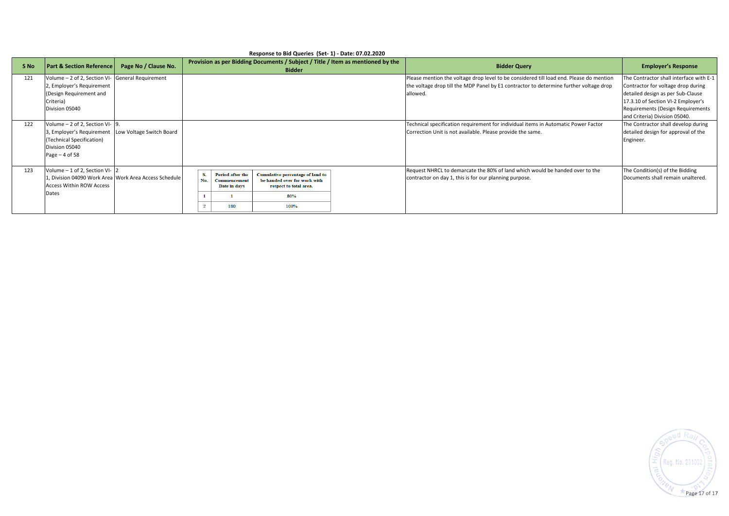**Response to Bid Queries (Set- 1) - Date: 07.02.2020**

| S No | Part & Section Reference | Page No / Clause No. | Provision as per Bidding Documents / Subject / Title / Item as mentioned by the Bidder | Bidder Query | Employer's Response |
|---|---|---|---|---|---|
| 121 | Volume – 2 of 2, Section VI-2, Employer's Requirement (Design Requirement and Criteria) Division 05040 | General Requirement | | Please mention the voltage drop level to be considered till load end. Please do mention the voltage drop till the MDP Panel by E1 contractor to determine further voltage drop allowed. | The Contractor shall interface with E-1 Contractor for voltage drop during detailed design as per Sub-Clause 17.3.10 of Section VI-2 Employer's Requirements (Design Requirements and Criteria) Division 05040. |
| 122 | Volume – 2 of 2, Section VI-3, Employer's Requirement (Technical Specification) Division 05040 Page – 4 of 58 | 9. Low Voltage Switch Board | | Technical specification requirement for individual items in Automatic Power Factor Correction Unit is not available. Please provide the same. | The Contractor shall develop during detailed design for approval of the Engineer. |
| 123 | Volume – 1 of 2, Section VI-1, Division 04090 Work Area Access Within ROW Access Dates | 2 Work Area Access Schedule | S. No. / Period after the Commencement Date in days / Cumulative percentage of land to be handed over for work with respect to total area.<br>1 / 1 / 80%<br>2 / 180 / 100% | Request NHRCL to demarcate the 80% of land which would be handed over to the contractor on day 1, this is for our planning purpose. | The Condition(s) of the Bidding Documents shall remain unaltered. |